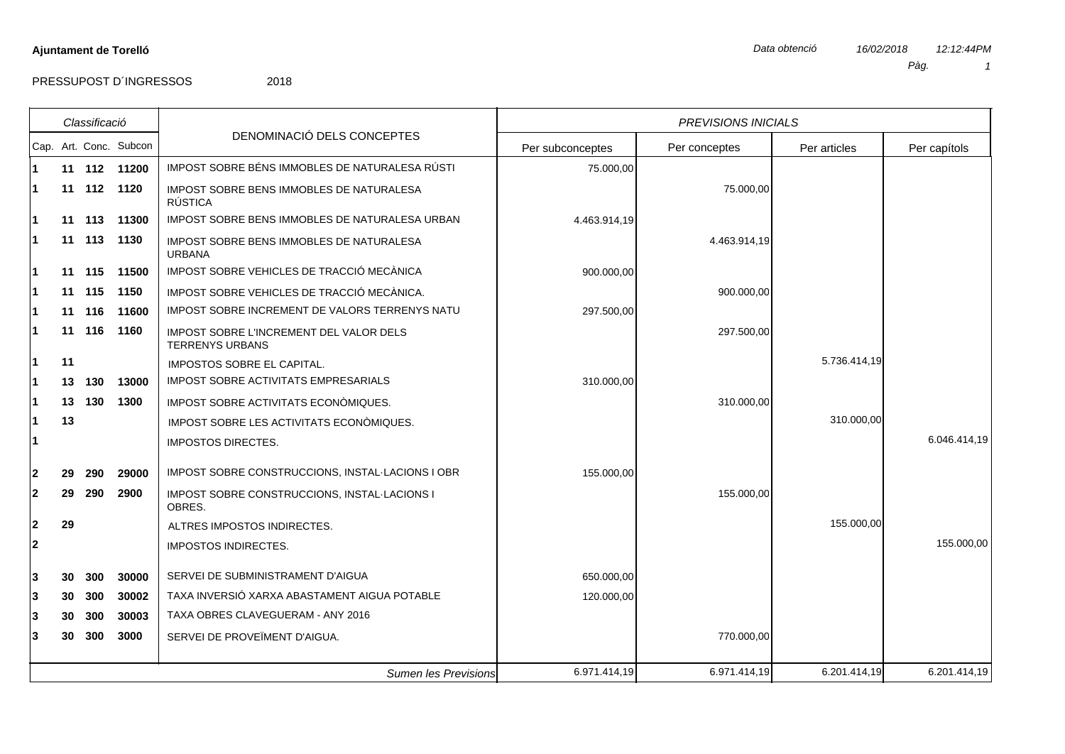**Ajuntament de Torelló**

*Data obtenció* *16/02/2018* *12:12:44PM*

PRESSUPOST D´INGRESSOS 2018

| *Classificació* | | | | DENOMINACIÓ DELS CONCEPTES | *PREVISIONS INICIALS* | | | |
|---|---|---|---|---|---|---|---|---|
| Cap. | Art. | Conc. | Subcon | | Per subconceptes | Per conceptes | Per articles | Per capítols |
| **1** | **11** | **112** | **11200** | IMPOST SOBRE BÉNS IMMOBLES DE NATURALESA RÚSTI | 75.000,00 | | | |
| **1** | **11** | **112** | **1120** | IMPOST SOBRE BENS IMMOBLES DE NATURALESA RÚSTICA | | 75.000,00 | | |
| **1** | **11** | **113** | **11300** | IMPOST SOBRE BENS IMMOBLES DE NATURALESA URBAN | 4.463.914,19 | | | |
| **1** | **11** | **113** | **1130** | IMPOST SOBRE BENS IMMOBLES DE NATURALESA URBANA | | 4.463.914,19 | | |
| **1** | **11** | **115** | **11500** | IMPOST SOBRE VEHICLES DE TRACCIÓ MECÀNICA | 900.000,00 | | | |
| **1** | **11** | **115** | **1150** | IMPOST SOBRE VEHICLES DE TRACCIÓ MECÀNICA. | | 900.000,00 | | |
| **1** | **11** | **116** | **11600** | IMPOST SOBRE INCREMENT DE VALORS TERRENYS NATU | 297.500,00 | | | |
| **1** | **11** | **116** | **1160** | IMPOST SOBRE L'INCREMENT DEL VALOR DELS TERRENYS URBANS | | 297.500,00 | | |
| **1** | **11** | | | IMPOSTOS SOBRE EL CAPITAL. | | | 5.736.414,19 | |
| **1** | **13** | **130** | **13000** | IMPOST SOBRE ACTIVITATS EMPRESARIALS | 310.000,00 | | | |
| **1** | **13** | **130** | **1300** | IMPOST SOBRE ACTIVITATS ECONÒMIQUES. | | 310.000,00 | | |
| **1** | **13** | | | IMPOST SOBRE LES ACTIVITATS ECONÒMIQUES. | | | 310.000,00 | |
| **1** | | | | IMPOSTOS DIRECTES. | | | | 6.046.414,19 |
| **2** | **29** | **290** | **29000** | IMPOST SOBRE CONSTRUCCIONS, INSTAL·LACIONS I OBR | 155.000,00 | | | |
| **2** | **29** | **290** | **2900** | IMPOST SOBRE CONSTRUCCIONS, INSTAL·LACIONS I OBRES. | | 155.000,00 | | |
| **2** | **29** | | | ALTRES IMPOSTOS INDIRECTES. | | | 155.000,00 | |
| **2** | | | | IMPOSTOS INDIRECTES. | | | | 155.000,00 |
| **3** | **30** | **300** | **30000** | SERVEI DE SUBMINISTRAMENT D'AIGUA | 650.000,00 | | | |
| **3** | **30** | **300** | **30002** | TAXA INVERSIÓ XARXA ABASTAMENT AIGUA POTABLE | 120.000,00 | | | |
| **3** | **30** | **300** | **30003** | TAXA OBRES CLAVEGUERAM - ANY 2016 | | | | |
| **3** | **30** | **300** | **3000** | SERVEI DE PROVEÏMENT D'AIGUA. | | 770.000,00 | | |
| | | | | *Sumen les Previsions* | 6.971.414,19 | 6.971.414,19 | 6.201.414,19 | 6.201.414,19 |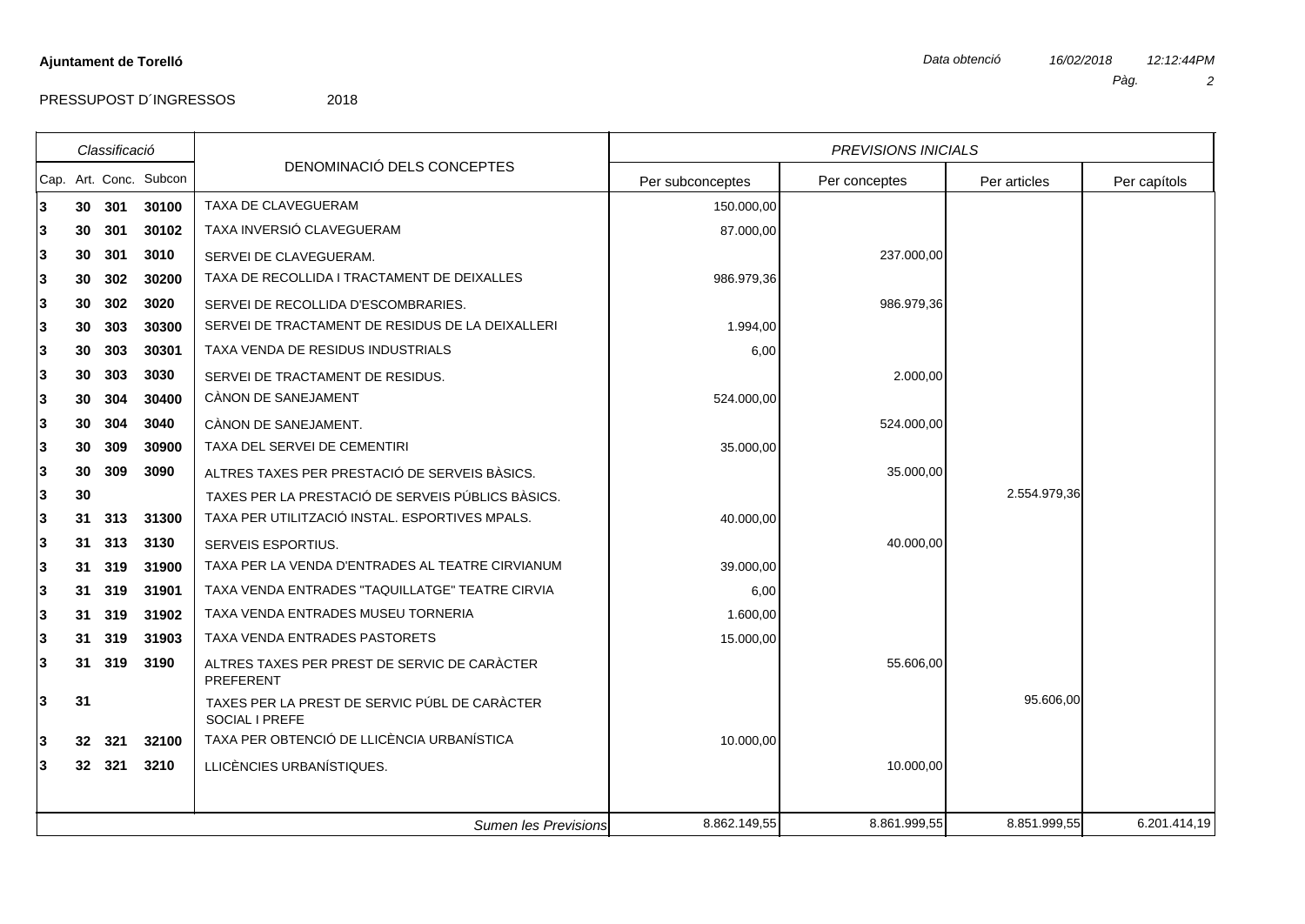**Ajuntament de Torelló**

*Data obtenció* *16/02/2018* *12:12:44PM*

PRESSUPOST D´INGRESSOS 2018

| *Classificació* | | | | DENOMINACIÓ DELS CONCEPTES | *PREVISIONS INICIALS* | | | |
|---|---|---|---|---|---|---|---|---|
| Cap. | Art. | Conc. | Subcon | | Per subconceptes | Per conceptes | Per articles | Per capítols |
| 3 | 30 | 301 | 30100 | TAXA DE CLAVEGUERAM | 150.000,00 | | | |
| 3 | 30 | 301 | 30102 | TAXA INVERSIÓ CLAVEGUERAM | 87.000,00 | | | |
| 3 | 30 | 301 | 3010 | SERVEI DE CLAVEGUERAM. | | 237.000,00 | | |
| 3 | 30 | 302 | 30200 | TAXA DE RECOLLIDA I TRACTAMENT DE DEIXALLES | 986.979,36 | | | |
| 3 | 30 | 302 | 3020 | SERVEI DE RECOLLIDA D'ESCOMBRARIES. | | 986.979,36 | | |
| 3 | 30 | 303 | 30300 | SERVEI DE TRACTAMENT DE RESIDUS DE LA DEIXALLERI | 1.994,00 | | | |
| 3 | 30 | 303 | 30301 | TAXA VENDA DE RESIDUS INDUSTRIALS | 6,00 | | | |
| 3 | 30 | 303 | 3030 | SERVEI DE TRACTAMENT DE RESIDUS. | | 2.000,00 | | |
| 3 | 30 | 304 | 30400 | CÀNON DE SANEJAMENT | 524.000,00 | | | |
| 3 | 30 | 304 | 3040 | CÀNON DE SANEJAMENT. | | 524.000,00 | | |
| 3 | 30 | 309 | 30900 | TAXA DEL SERVEI DE CEMENTIRI | 35.000,00 | | | |
| 3 | 30 | 309 | 3090 | ALTRES TAXES PER PRESTACIÓ DE SERVEIS BÀSICS. | | 35.000,00 | | |
| 3 | 30 | | | TAXES PER LA PRESTACIÓ DE SERVEIS PÚBLICS BÀSICS. | | | 2.554.979,36 | |
| 3 | 31 | 313 | 31300 | TAXA PER UTILITZACIÓ INSTAL. ESPORTIVES MPALS. | 40.000,00 | | | |
| 3 | 31 | 313 | 3130 | SERVEIS ESPORTIUS. | | 40.000,00 | | |
| 3 | 31 | 319 | 31900 | TAXA PER LA VENDA D'ENTRADES AL TEATRE CIRVIANUM | 39.000,00 | | | |
| 3 | 31 | 319 | 31901 | TAXA VENDA ENTRADES "TAQUILLATGE" TEATRE CIRVIA | 6,00 | | | |
| 3 | 31 | 319 | 31902 | TAXA VENDA ENTRADES MUSEU TORNERIA | 1.600,00 | | | |
| 3 | 31 | 319 | 31903 | TAXA VENDA ENTRADES PASTORETS | 15.000,00 | | | |
| 3 | 31 | 319 | 3190 | ALTRES TAXES PER PREST DE SERVIC DE CARÀCTER PREFERENT | | 55.606,00 | | |
| 3 | 31 | | | TAXES PER LA PREST DE SERVIC PÚBL DE CARÀCTER SOCIAL I PREFE | | | 95.606,00 | |
| 3 | 32 | 321 | 32100 | TAXA PER OBTENCIÓ DE LLICÈNCIA URBANÍSTICA | 10.000,00 | | | |
| 3 | 32 | 321 | 3210 | LLICÈNCIES URBANÍSTIQUES. | | 10.000,00 | | |
| | | | | *Sumen les Previsions* | 8.862.149,55 | 8.861.999,55 | 8.851.999,55 | 6.201.414,19 |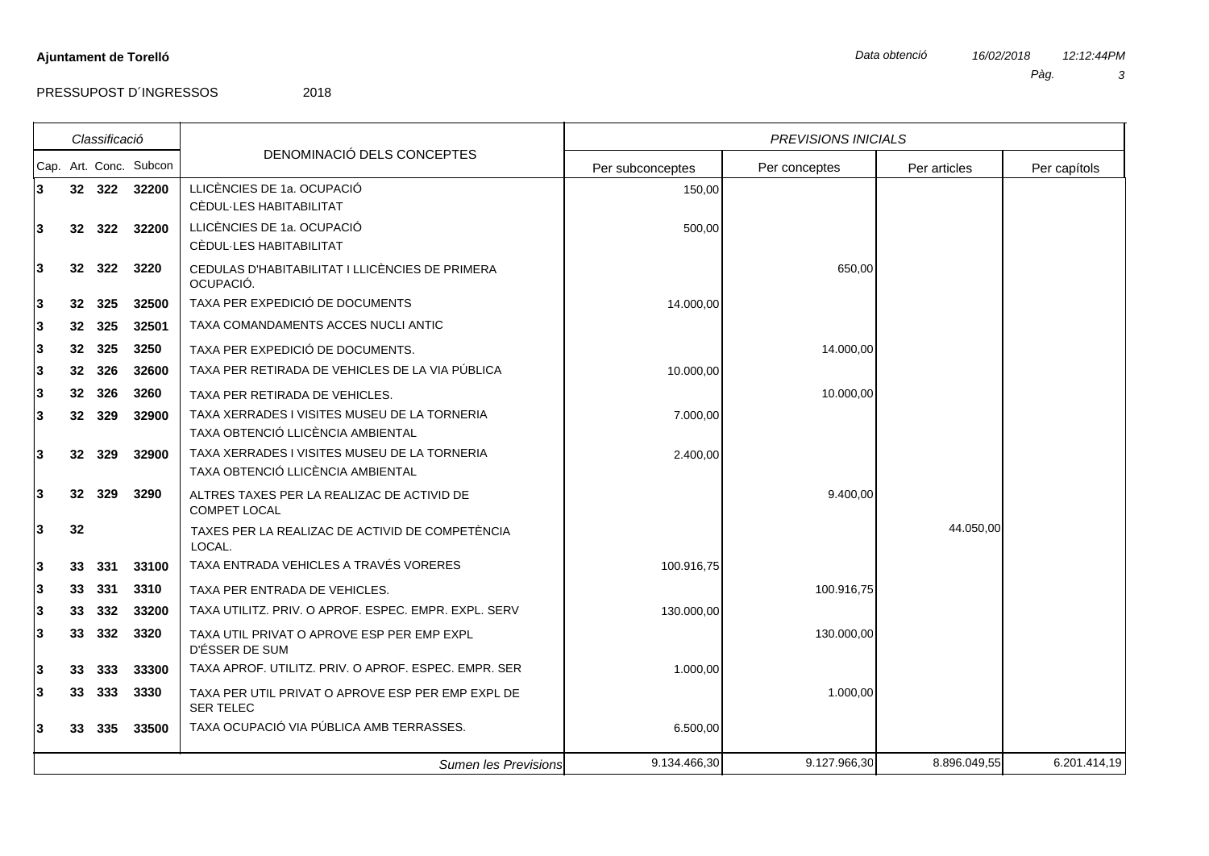**Ajuntament de Torelló**

*Data obtenció* *16/02/2018* *12:12:44PM*

PRESSUPOST D´INGRESSOS 2018

| *Classificació* | | | | DENOMINACIÓ DELS CONCEPTES | *PREVISIONS INICIALS* | | | |
|---|---|---|---|---|---|---|---|---|
| Cap. | Art. | Conc. | Subcon | | Per subconceptes | Per conceptes | Per articles | Per capítols |
| **3** | **32** | **322** | **32200** | LLICÈNCIES DE 1a. OCUPACIÓ<br>CÈDUL·LES HABITABILITAT | 150,00 | | | |
| **3** | **32** | **322** | **32200** | LLICÈNCIES DE 1a. OCUPACIÓ<br>CÈDUL·LES HABITABILITAT | 500,00 | | | |
| **3** | **32** | **322** | **3220** | CEDULAS D'HABITABILITAT I LLICÈNCIES DE PRIMERA OCUPACIÓ. | | 650,00 | | |
| **3** | **32** | **325** | **32500** | TAXA PER EXPEDICIÓ DE DOCUMENTS | 14.000,00 | | | |
| **3** | **32** | **325** | **32501** | TAXA COMANDAMENTS ACCES NUCLI ANTIC | | | | |
| **3** | **32** | **325** | **3250** | TAXA PER EXPEDICIÓ DE DOCUMENTS. | | 14.000,00 | | |
| **3** | **32** | **326** | **32600** | TAXA PER RETIRADA DE VEHICLES DE LA VIA PÚBLICA | 10.000,00 | | | |
| **3** | **32** | **326** | **3260** | TAXA PER RETIRADA DE VEHICLES. | | 10.000,00 | | |
| **3** | **32** | **329** | **32900** | TAXA XERRADES I VISITES MUSEU DE LA TORNERIA<br>TAXA OBTENCIÓ LLICÈNCIA AMBIENTAL | 7.000,00 | | | |
| **3** | **32** | **329** | **32900** | TAXA XERRADES I VISITES MUSEU DE LA TORNERIA<br>TAXA OBTENCIÓ LLICÈNCIA AMBIENTAL | 2.400,00 | | | |
| **3** | **32** | **329** | **3290** | ALTRES TAXES PER LA REALIZAC DE ACTIVID DE COMPET LOCAL | | 9.400,00 | | |
| **3** | **32** | | | TAXES PER LA REALIZAC DE ACTIVID DE COMPETÈNCIA LOCAL. | | | 44.050,00 | |
| **3** | **33** | **331** | **33100** | TAXA ENTRADA VEHICLES A TRAVÉS VORERES | 100.916,75 | | | |
| **3** | **33** | **331** | **3310** | TAXA PER ENTRADA DE VEHICLES. | | 100.916,75 | | |
| **3** | **33** | **332** | **33200** | TAXA UTILITZ. PRIV. O APROF. ESPEC. EMPR. EXPL. SERV | 130.000,00 | | | |
| **3** | **33** | **332** | **3320** | TAXA UTIL PRIVAT O APROVE ESP PER EMP EXPL D'ÉSSER DE SUM | | 130.000,00 | | |
| **3** | **33** | **333** | **33300** | TAXA APROF. UTILITZ. PRIV. O APROF. ESPEC. EMPR. SER | 1.000,00 | | | |
| **3** | **33** | **333** | **3330** | TAXA PER UTIL PRIVAT O APROVE ESP PER EMP EXPL DE SER TELEC | | 1.000,00 | | |
| **3** | **33** | **335** | **33500** | TAXA OCUPACIÓ VIA PÚBLICA AMB TERRASSES. | 6.500,00 | | | |
| | | | | *Sumen les Previsions* | 9.134.466,30 | 9.127.966,30 | 8.896.049,55 | 6.201.414,19 |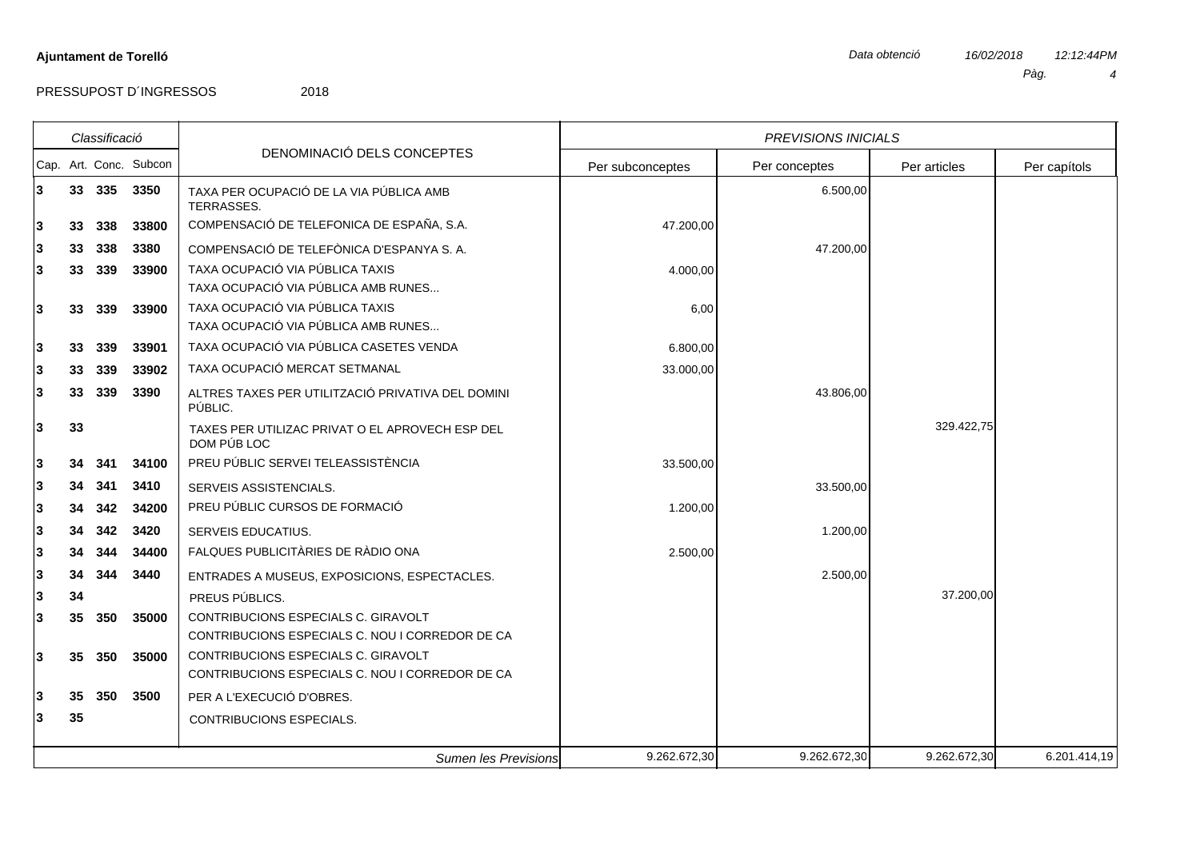**Ajuntament de Torelló**

*Data obtenció* *16/02/2018* *12:12:44PM*

PRESSUPOST D´INGRESSOS 2018

| *Classificació* | | | | DENOMINACIÓ DELS CONCEPTES | *PREVISIONS INICIALS* | | | |
|---|---|---|---|---|---|---|---|---|
| Cap. | Art. | Conc. | Subcon | | Per subconceptes | Per conceptes | Per articles | Per capítols |
| **3** | **33** | **335** | **3350** | TAXA PER OCUPACIÓ DE LA VIA PÚBLICA AMB TERRASSES. | | 6.500,00 | | |
| **3** | **33** | **338** | **33800** | COMPENSACIÓ DE TELEFONICA DE ESPAÑA, S.A. | 47.200,00 | | | |
| **3** | **33** | **338** | **3380** | COMPENSACIÓ DE TELEFÒNICA D'ESPANYA S. A. | | 47.200,00 | | |
| **3** | **33** | **339** | **33900** | TAXA OCUPACIÓ VIA PÚBLICA TAXIS<br>TAXA OCUPACIÓ VIA PÚBLICA AMB RUNES... | 4.000,00 | | | |
| **3** | **33** | **339** | **33900** | TAXA OCUPACIÓ VIA PÚBLICA TAXIS<br>TAXA OCUPACIÓ VIA PÚBLICA AMB RUNES... | 6,00 | | | |
| **3** | **33** | **339** | **33901** | TAXA OCUPACIÓ VIA PÚBLICA CASETES VENDA | 6.800,00 | | | |
| **3** | **33** | **339** | **33902** | TAXA OCUPACIÓ MERCAT SETMANAL | 33.000,00 | | | |
| **3** | **33** | **339** | **3390** | ALTRES TAXES PER UTILITZACIÓ PRIVATIVA DEL DOMINI PÚBLIC. | | 43.806,00 | | |
| **3** | **33** | | | TAXES PER UTILIZAC PRIVAT O EL APROVECH ESP DEL DOM PÚB LOC | | | 329.422,75 | |
| **3** | **34** | **341** | **34100** | PREU PÚBLIC SERVEI TELEASSISTÈNCIA | 33.500,00 | | | |
| **3** | **34** | **341** | **3410** | SERVEIS ASSISTENCIALS. | | 33.500,00 | | |
| **3** | **34** | **342** | **34200** | PREU PÚBLIC CURSOS DE FORMACIÓ | 1.200,00 | | | |
| **3** | **34** | **342** | **3420** | SERVEIS EDUCATIUS. | | 1.200,00 | | |
| **3** | **34** | **344** | **34400** | FALQUES PUBLICITÀRIES DE RÀDIO ONA | 2.500,00 | | | |
| **3** | **34** | **344** | **3440** | ENTRADES A MUSEUS, EXPOSICIONS, ESPECTACLES. | | 2.500,00 | | |
| **3** | **34** | | | PREUS PÚBLICS. | | | 37.200,00 | |
| **3** | **35** | **350** | **35000** | CONTRIBUCIONS ESPECIALS C. GIRAVOLT<br>CONTRIBUCIONS ESPECIALS C. NOU I CORREDOR DE CA | | | | |
| **3** | **35** | **350** | **35000** | CONTRIBUCIONS ESPECIALS C. GIRAVOLT<br>CONTRIBUCIONS ESPECIALS C. NOU I CORREDOR DE CA | | | | |
| **3** | **35** | **350** | **3500** | PER A L'EXECUCIÓ D'OBRES. | | | | |
| **3** | **35** | | | CONTRIBUCIONS ESPECIALS. | | | | |
| | | | | *Sumen les Previsions* | 9.262.672,30 | 9.262.672,30 | 9.262.672,30 | 6.201.414,19 |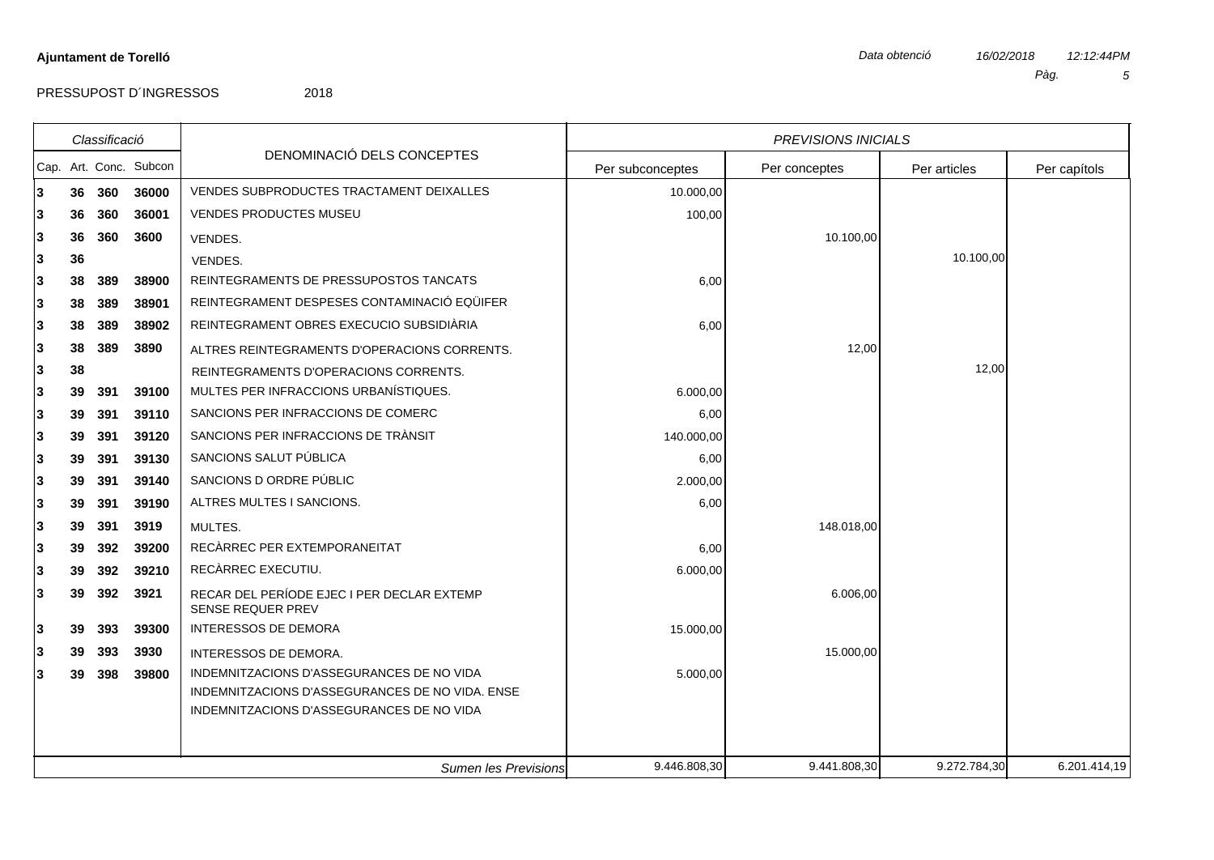**Ajuntament de Torelló**

PRESSUPOST D´INGRESSOS 2018

| Cap. | Art. | Conc. | Subcon | DENOMINACIÓ DELS CONCEPTES | Per subconceptes | Per conceptes | Per articles | Per capítols |
|---|---|---|---|---|---|---|---|---|
| 3 | 36 | 360 | 36000 | VENDES SUBPRODUCTES TRACTAMENT DEIXALLES | 10.000,00 | | | |
| 3 | 36 | 360 | 36001 | VENDES PRODUCTES MUSEU | 100,00 | | | |
| 3 | 36 | 360 | 3600 | VENDES. | | 10.100,00 | | |
| 3 | 36 | | | VENDES. | | | 10.100,00 | |
| 3 | 38 | 389 | 38900 | REINTEGRAMENTS DE PRESSUPOSTOS TANCATS | 6,00 | | | |
| 3 | 38 | 389 | 38901 | REINTEGRAMENT DESPESES CONTAMINACIÓ EQÜIFER | | | | |
| 3 | 38 | 389 | 38902 | REINTEGRAMENT OBRES EXECUCIO SUBSIDIÀRIA | 6,00 | | | |
| 3 | 38 | 389 | 3890 | ALTRES REINTEGRAMENTS D'OPERACIONS CORRENTS. | | 12,00 | | |
| 3 | 38 | | | REINTEGRAMENTS D'OPERACIONS CORRENTS. | | | 12,00 | |
| 3 | 39 | 391 | 39100 | MULTES PER INFRACCIONS URBANÍSTIQUES. | 6.000,00 | | | |
| 3 | 39 | 391 | 39110 | SANCIONS PER INFRACCIONS DE COMERC | 6,00 | | | |
| 3 | 39 | 391 | 39120 | SANCIONS PER INFRACCIONS DE TRÀNSIT | 140.000,00 | | | |
| 3 | 39 | 391 | 39130 | SANCIONS SALUT PÚBLICA | 6,00 | | | |
| 3 | 39 | 391 | 39140 | SANCIONS D ORDRE PÚBLIC | 2.000,00 | | | |
| 3 | 39 | 391 | 39190 | ALTRES MULTES I SANCIONS. | 6,00 | | | |
| 3 | 39 | 391 | 3919 | MULTES. | | 148.018,00 | | |
| 3 | 39 | 392 | 39200 | RECÀRREC PER EXTEMPORANEITAT | 6,00 | | | |
| 3 | 39 | 392 | 39210 | RECÀRREC EXECUTIU. | 6.000,00 | | | |
| 3 | 39 | 392 | 3921 | RECAR DEL PERÍODE EJEC I PER DECLAR EXTEMP SENSE REQUER PREV | | 6.006,00 | | |
| 3 | 39 | 393 | 39300 | INTERESSOS DE DEMORA | 15.000,00 | | | |
| 3 | 39 | 393 | 3930 | INTERESSOS DE DEMORA. | | 15.000,00 | | |
| 3 | 39 | 398 | 39800 | INDEMNITZACIONS D'ASSEGURANCES DE NO VIDA | 5.000,00 | | | |
| | | | | INDEMNITZACIONS D'ASSEGURANCES DE NO VIDA. ENSE | | | | |
| | | | | INDEMNITZACIONS D'ASSEGURANCES DE NO VIDA | | | | |
| | | | | *Sumen les Previsions* | 9.446.808,30 | 9.441.808,30 | 9.272.784,30 | 6.201.414,19 |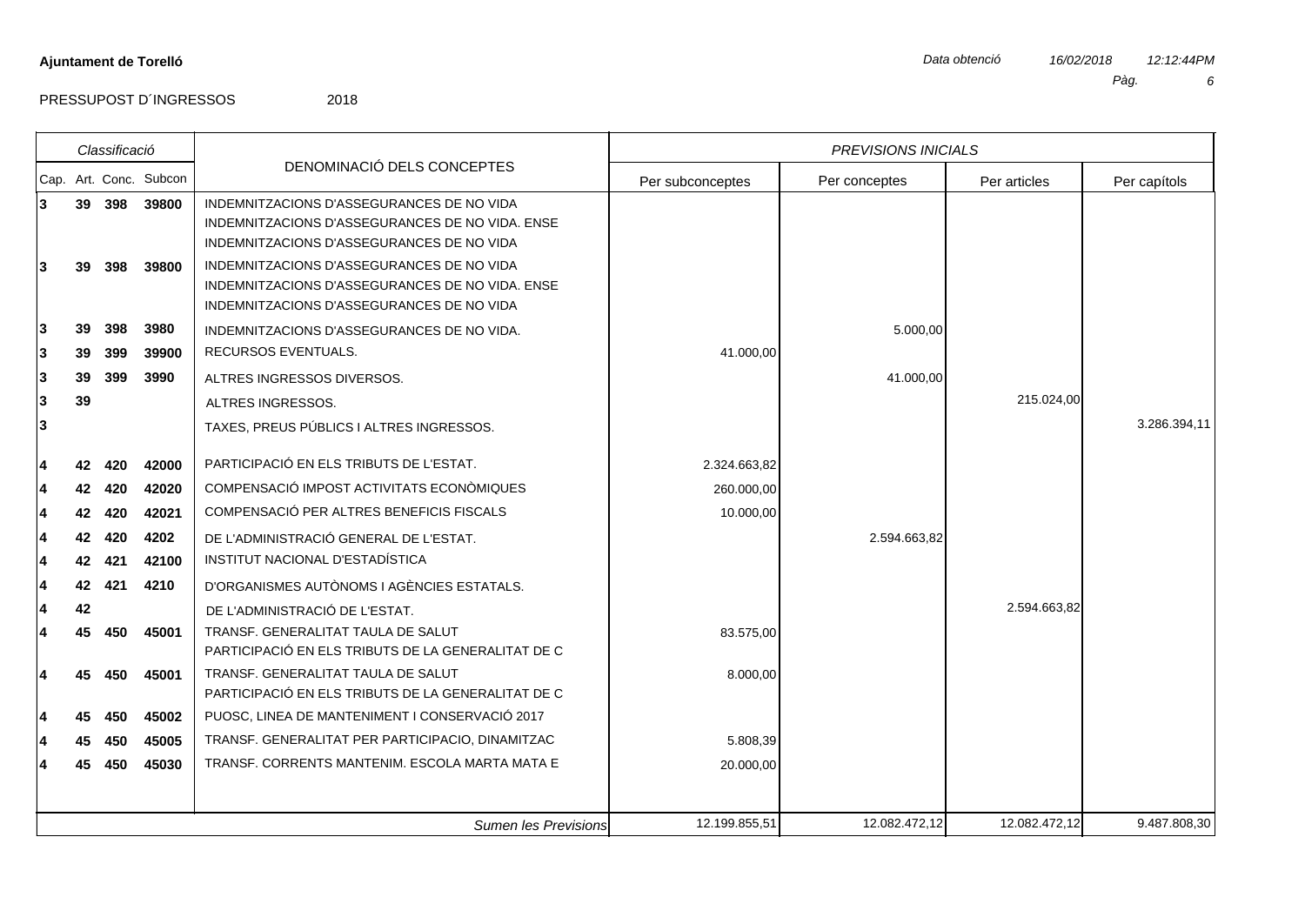**Ajuntament de Torelló**

*Data obtenció* *16/02/2018* *12:12:44PM*

PRESSUPOST D´INGRESSOS 2018

| Classificació | | | | DENOMINACIÓ DELS CONCEPTES | *PREVISIONS INICIALS* | | | |
|---|---|---|---|---|---|---|---|---|
| Cap. | Art. | Conc. | Subcon | | Per subconceptes | Per conceptes | Per articles | Per capítols |
| **3** | **39** | **398** | **39800** | INDEMNITZACIONS D'ASSEGURANCES DE NO VIDA<br>INDEMNITZACIONS D'ASSEGURANCES DE NO VIDA. ENSE<br>INDEMNITZACIONS D'ASSEGURANCES DE NO VIDA | | | | |
| **3** | **39** | **398** | **39800** | INDEMNITZACIONS D'ASSEGURANCES DE NO VIDA<br>INDEMNITZACIONS D'ASSEGURANCES DE NO VIDA. ENSE<br>INDEMNITZACIONS D'ASSEGURANCES DE NO VIDA | | | | |
| **3** | **39** | **398** | **3980** | INDEMNITZACIONS D'ASSEGURANCES DE NO VIDA. | | 5.000,00 | | |
| **3** | **39** | **399** | **39900** | RECURSOS EVENTUALS. | 41.000,00 | | | |
| **3** | **39** | **399** | **3990** | ALTRES INGRESSOS DIVERSOS. | | 41.000,00 | | |
| **3** | **39** | | | ALTRES INGRESSOS. | | | 215.024,00 | |
| **3** | | | | TAXES, PREUS PÚBLICS I ALTRES INGRESSOS. | | | | 3.286.394,11 |
| **4** | **42** | **420** | **42000** | PARTICIPACIÓ EN ELS TRIBUTS DE L'ESTAT. | 2.324.663,82 | | | |
| **4** | **42** | **420** | **42020** | COMPENSACIÓ IMPOST ACTIVITATS ECONÒMIQUES | 260.000,00 | | | |
| **4** | **42** | **420** | **42021** | COMPENSACIÓ PER ALTRES BENEFICIS FISCALS | 10.000,00 | | | |
| **4** | **42** | **420** | **4202** | DE L'ADMINISTRACIÓ GENERAL DE L'ESTAT. | | 2.594.663,82 | | |
| **4** | **42** | **421** | **42100** | INSTITUT NACIONAL D'ESTADÍSTICA | | | | |
| **4** | **42** | **421** | **4210** | D'ORGANISMES AUTÒNOMS I AGÈNCIES ESTATALS. | | | | |
| **4** | **42** | | | DE L'ADMINISTRACIÓ DE L'ESTAT. | | | 2.594.663,82 | |
| **4** | **45** | **450** | **45001** | TRANSF. GENERALITAT TAULA DE SALUT<br>PARTICIPACIÓ EN ELS TRIBUTS DE LA GENERALITAT DE C | 83.575,00 | | | |
| **4** | **45** | **450** | **45001** | TRANSF. GENERALITAT TAULA DE SALUT<br>PARTICIPACIÓ EN ELS TRIBUTS DE LA GENERALITAT DE C | 8.000,00 | | | |
| **4** | **45** | **450** | **45002** | PUOSC, LINEA DE MANTENIMENT I CONSERVACIÓ 2017 | | | | |
| **4** | **45** | **450** | **45005** | TRANSF. GENERALITAT PER PARTICIPACIO, DINAMITZAC | 5.808,39 | | | |
| **4** | **45** | **450** | **45030** | TRANSF. CORRENTS MANTENIM. ESCOLA MARTA MATA E | 20.000,00 | | | |
| | | | | *Sumen les Previsions* | 12.199.855,51 | 12.082.472,12 | 12.082.472,12 | 9.487.808,30 |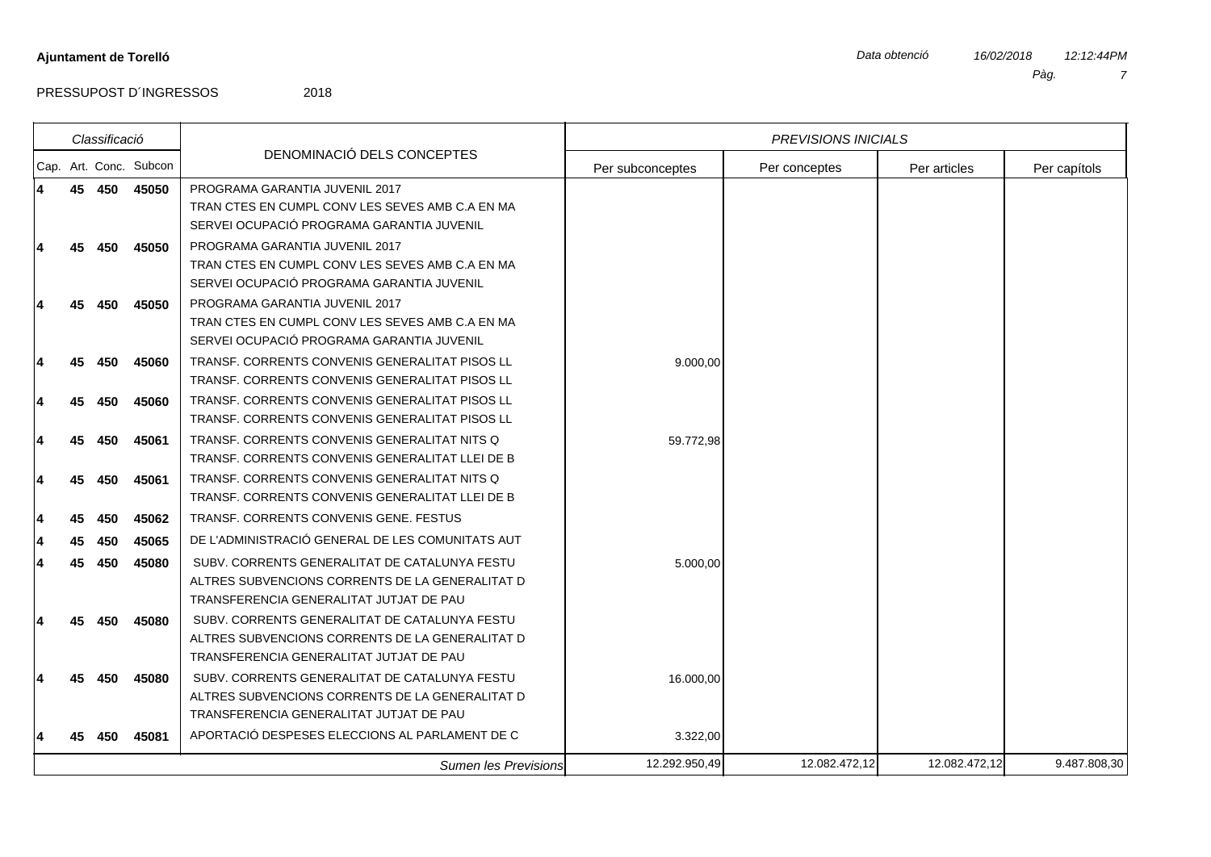**Ajuntament de Torelló**

PRESSUPOST D´INGRESSOS 2018

| Classificació | | | | DENOMINACIÓ DELS CONCEPTES | PREVISIONS INICIALS | | | |
|---|---|---|---|---|---|---|---|---|
| Cap. | Art. | Conc. | Subcon | | Per subconceptes | Per conceptes | Per articles | Per capítols |
| 4 | 45 | 450 | 45050 | PROGRAMA GARANTIA JUVENIL 2017<br>TRAN CTES EN CUMPL CONV LES SEVES AMB C.A EN MA<br>SERVEI OCUPACIÓ PROGRAMA GARANTIA JUVENIL | | | | |
| 4 | 45 | 450 | 45050 | PROGRAMA GARANTIA JUVENIL 2017<br>TRAN CTES EN CUMPL CONV LES SEVES AMB C.A EN MA<br>SERVEI OCUPACIÓ PROGRAMA GARANTIA JUVENIL | | | | |
| 4 | 45 | 450 | 45050 | PROGRAMA GARANTIA JUVENIL 2017<br>TRAN CTES EN CUMPL CONV LES SEVES AMB C.A EN MA<br>SERVEI OCUPACIÓ PROGRAMA GARANTIA JUVENIL | | | | |
| 4 | 45 | 450 | 45060 | TRANSF. CORRENTS CONVENIS GENERALITAT PISOS LL<br>TRANSF. CORRENTS CONVENIS GENERALITAT PISOS LL | 9.000,00 | | | |
| 4 | 45 | 450 | 45060 | TRANSF. CORRENTS CONVENIS GENERALITAT PISOS LL<br>TRANSF. CORRENTS CONVENIS GENERALITAT PISOS LL | | | | |
| 4 | 45 | 450 | 45061 | TRANSF. CORRENTS CONVENIS GENERALITAT NITS Q<br>TRANSF. CORRENTS CONVENIS GENERALITAT LLEI DE B | 59.772,98 | | | |
| 4 | 45 | 450 | 45061 | TRANSF. CORRENTS CONVENIS GENERALITAT NITS Q<br>TRANSF. CORRENTS CONVENIS GENERALITAT LLEI DE B | | | | |
| 4 | 45 | 450 | 45062 | TRANSF. CORRENTS CONVENIS GENE. FESTUS | | | | |
| 4 | 45 | 450 | 45065 | DE L'ADMINISTRACIÓ GENERAL DE LES COMUNITATS AUT | | | | |
| 4 | 45 | 450 | 45080 | SUBV. CORRENTS GENERALITAT DE CATALUNYA FESTU<br>ALTRES SUBVENCIONS CORRENTS DE LA GENERALITAT D<br>TRANSFERENCIA GENERALITAT JUTJAT DE PAU | 5.000,00 | | | |
| 4 | 45 | 450 | 45080 | SUBV. CORRENTS GENERALITAT DE CATALUNYA FESTU<br>ALTRES SUBVENCIONS CORRENTS DE LA GENERALITAT D<br>TRANSFERENCIA GENERALITAT JUTJAT DE PAU | | | | |
| 4 | 45 | 450 | 45080 | SUBV. CORRENTS GENERALITAT DE CATALUNYA FESTU<br>ALTRES SUBVENCIONS CORRENTS DE LA GENERALITAT D<br>TRANSFERENCIA GENERALITAT JUTJAT DE PAU | 16.000,00 | | | |
| 4 | 45 | 450 | 45081 | APORTACIÓ DESPESES ELECCIONS AL PARLAMENT DE C | 3.322,00 | | | |
| | | | | *Sumen les Previsions* | 12.292.950,49 | 12.082.472,12 | 12.082.472,12 | 9.487.808,30 |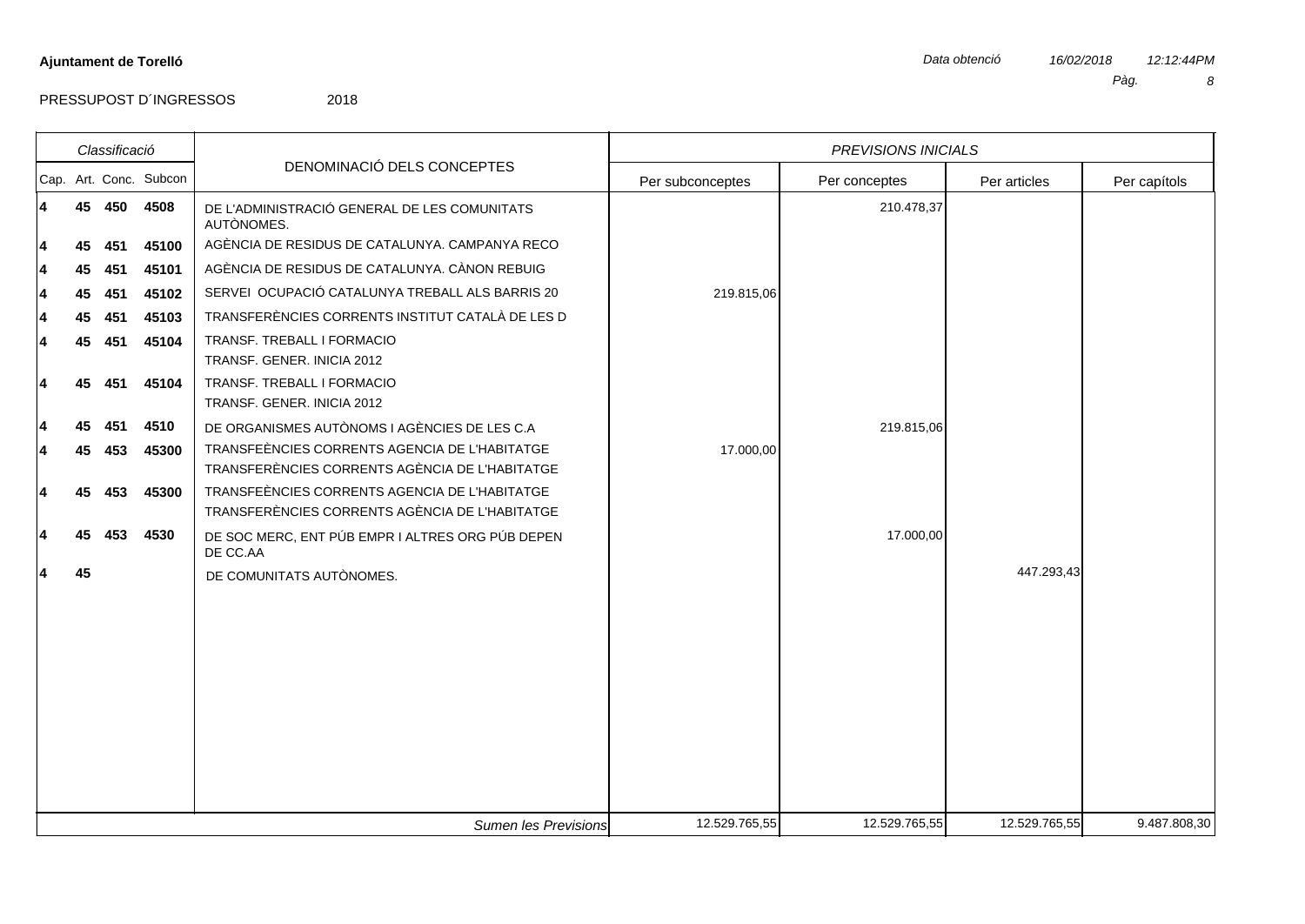**Ajuntament de Torelló**

*Data obtenció* *16/02/2018* *12:12:44PM*

PRESSUPOST D´INGRESSOS 2018

| *Classificació* | | | | DENOMINACIÓ DELS CONCEPTES | *PREVISIONS INICIALS* | | | |
|---|---|---|---|---|---|---|---|---|
| Cap. | Art. | Conc. | Subcon | | Per subconceptes | Per conceptes | Per articles | Per capítols |
| **4** | **45** | **450** | **4508** | DE L'ADMINISTRACIÓ GENERAL DE LES COMUNITATS AUTÒNOMES. | | 210.478,37 | | |
| **4** | **45** | **451** | **45100** | AGÈNCIA DE RESIDUS DE CATALUNYA. CAMPANYA RECO | | | | |
| **4** | **45** | **451** | **45101** | AGÈNCIA DE RESIDUS DE CATALUNYA. CÀNON REBUIG | | | | |
| **4** | **45** | **451** | **45102** | SERVEI OCUPACIÓ CATALUNYA TREBALL ALS BARRIS 20 | 219.815,06 | | | |
| **4** | **45** | **451** | **45103** | TRANSFERÈNCIES CORRENTS INSTITUT CATALÀ DE LES D | | | | |
| **4** | **45** | **451** | **45104** | TRANSF. TREBALL I FORMACIO TRANSF. GENER. INICIA 2012 | | | | |
| **4** | **45** | **451** | **45104** | TRANSF. TREBALL I FORMACIO TRANSF. GENER. INICIA 2012 | | | | |
| **4** | **45** | **451** | **4510** | DE ORGANISMES AUTÒNOMS I AGÈNCIES DE LES C.A | | 219.815,06 | | |
| **4** | **45** | **453** | **45300** | TRANSFEÈNCIES CORRENTS AGENCIA DE L'HABITATGE TRANSFERÈNCIES CORRENTS AGÈNCIA DE L'HABITATGE | 17.000,00 | | | |
| **4** | **45** | **453** | **45300** | TRANSFEÈNCIES CORRENTS AGENCIA DE L'HABITATGE TRANSFERÈNCIES CORRENTS AGÈNCIA DE L'HABITATGE | | | | |
| **4** | **45** | **453** | **4530** | DE SOC MERC, ENT PÚB EMPR I ALTRES ORG PÚB DEPEN DE CC.AA | | 17.000,00 | | |
| **4** | **45** | | | DE COMUNITATS AUTÒNOMES. | | | 447.293,43 | |
| | | | | *Sumen les Previsions* | 12.529.765,55 | 12.529.765,55 | 12.529.765,55 | 9.487.808,30 |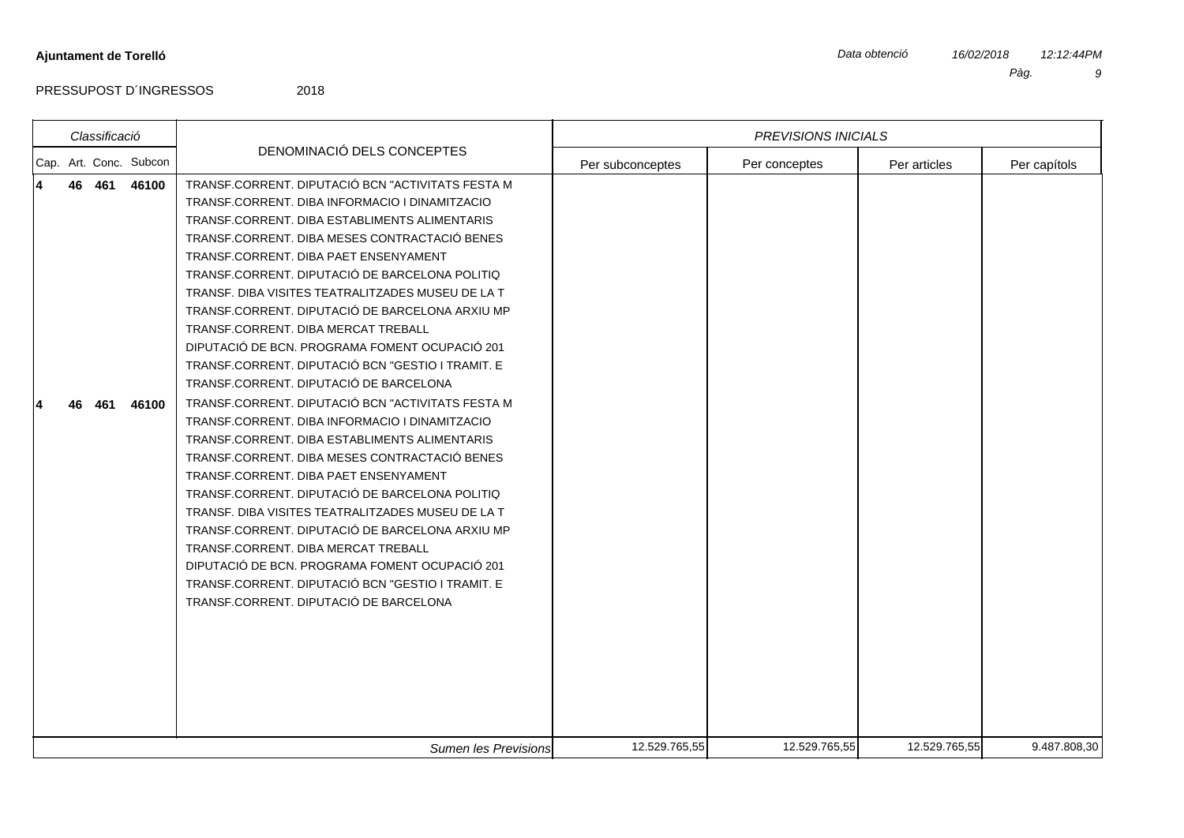**Ajuntament de Torelló**

Data obtenció 16/02/2018 12:12:44PM

PRESSUPOST D´INGRESSOS 2018

| Classificació | | | | DENOMINACIÓ DELS CONCEPTES | PREVISIONS INICIALS | | | |
|---|---|---|---|---|---|---|---|---|
| Cap. | Art. | Conc. | Subcon | | Per subconceptes | Per conceptes | Per articles | Per capítols |
| **4** | **46** | **461** | **46100** | TRANSF.CORRENT. DIPUTACIÓ BCN "ACTIVITATS FESTA M | | | | |
| | | | | TRANSF.CORRENT. DIBA INFORMACIO I DINAMITZACIO | | | | |
| | | | | TRANSF.CORRENT. DIBA ESTABLIMENTS ALIMENTARIS | | | | |
| | | | | TRANSF.CORRENT. DIBA MESES CONTRACTACIÓ BENES | | | | |
| | | | | TRANSF.CORRENT. DIBA PAET ENSENYAMENT | | | | |
| | | | | TRANSF.CORRENT. DIPUTACIÓ DE BARCELONA POLITIQ | | | | |
| | | | | TRANSF. DIBA VISITES TEATRALITZADES MUSEU DE LA T | | | | |
| | | | | TRANSF.CORRENT. DIPUTACIÓ DE BARCELONA ARXIU MP | | | | |
| | | | | TRANSF.CORRENT. DIBA MERCAT TREBALL | | | | |
| | | | | DIPUTACIÓ DE BCN. PROGRAMA FOMENT OCUPACIÓ 201 | | | | |
| | | | | TRANSF.CORRENT. DIPUTACIÓ BCN "GESTIO I TRAMIT. E | | | | |
| | | | | TRANSF.CORRENT. DIPUTACIÓ DE BARCELONA | | | | |
| **4** | **46** | **461** | **46100** | TRANSF.CORRENT. DIPUTACIÓ BCN "ACTIVITATS FESTA M | | | | |
| | | | | TRANSF.CORRENT. DIBA INFORMACIO I DINAMITZACIO | | | | |
| | | | | TRANSF.CORRENT. DIBA ESTABLIMENTS ALIMENTARIS | | | | |
| | | | | TRANSF.CORRENT. DIBA MESES CONTRACTACIÓ BENES | | | | |
| | | | | TRANSF.CORRENT. DIBA PAET ENSENYAMENT | | | | |
| | | | | TRANSF.CORRENT. DIPUTACIÓ DE BARCELONA POLITIQ | | | | |
| | | | | TRANSF. DIBA VISITES TEATRALITZADES MUSEU DE LA T | | | | |
| | | | | TRANSF.CORRENT. DIPUTACIÓ DE BARCELONA ARXIU MP | | | | |
| | | | | TRANSF.CORRENT. DIBA MERCAT TREBALL | | | | |
| | | | | DIPUTACIÓ DE BCN. PROGRAMA FOMENT OCUPACIÓ 201 | | | | |
| | | | | TRANSF.CORRENT. DIPUTACIÓ BCN "GESTIO I TRAMIT. E | | | | |
| | | | | TRANSF.CORRENT. DIPUTACIÓ DE BARCELONA | | | | |
| | | | | *Sumen les Previsions* | 12.529.765,55 | 12.529.765,55 | 12.529.765,55 | 9.487.808,30 |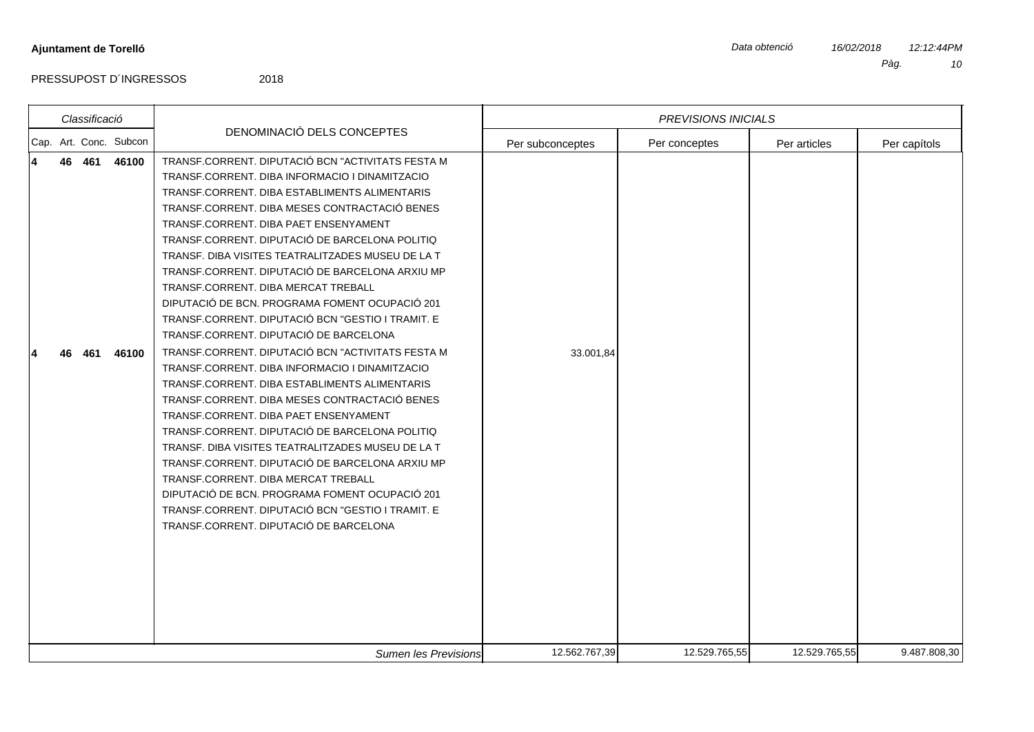**Ajuntament de Torelló**

*Data obtenció* *16/02/2018* *12:12:44PM*

PRESSUPOST D´INGRESSOS 2018

| *Classificació* | | | | DENOMINACIÓ DELS CONCEPTES | *PREVISIONS INICIALS* | | | |
|---|---|---|---|---|---|---|---|---|
| Cap. | Art. | Conc. | Subcon | | Per subconceptes | Per conceptes | Per articles | Per capítols |
| **4** | **46** | **461** | **46100** | TRANSF.CORRENT. DIPUTACIÓ BCN "ACTIVITATS FESTA M<br>TRANSF.CORRENT. DIBA INFORMACIO I DINAMITZACIO<br>TRANSF.CORRENT. DIBA ESTABLIMENTS ALIMENTARIS<br>TRANSF.CORRENT. DIBA MESES CONTRACTACIÓ BENES<br>TRANSF.CORRENT. DIBA PAET ENSENYAMENT<br>TRANSF.CORRENT. DIPUTACIÓ DE BARCELONA POLITIQ<br>TRANSF. DIBA VISITES TEATRALITZADES MUSEU DE LA T<br>TRANSF.CORRENT. DIPUTACIÓ DE BARCELONA ARXIU MP<br>TRANSF.CORRENT. DIBA MERCAT TREBALL<br>DIPUTACIÓ DE BCN. PROGRAMA FOMENT OCUPACIÓ 201<br>TRANSF.CORRENT. DIPUTACIÓ BCN "GESTIO I TRAMIT. E<br>TRANSF.CORRENT. DIPUTACIÓ DE BARCELONA | | | | |
| **4** | **46** | **461** | **46100** | TRANSF.CORRENT. DIPUTACIÓ BCN "ACTIVITATS FESTA M<br>TRANSF.CORRENT. DIBA INFORMACIO I DINAMITZACIO<br>TRANSF.CORRENT. DIBA ESTABLIMENTS ALIMENTARIS<br>TRANSF.CORRENT. DIBA MESES CONTRACTACIÓ BENES<br>TRANSF.CORRENT. DIBA PAET ENSENYAMENT<br>TRANSF.CORRENT. DIPUTACIÓ DE BARCELONA POLITIQ<br>TRANSF. DIBA VISITES TEATRALITZADES MUSEU DE LA T<br>TRANSF.CORRENT. DIPUTACIÓ DE BARCELONA ARXIU MP<br>TRANSF.CORRENT. DIBA MERCAT TREBALL<br>DIPUTACIÓ DE BCN. PROGRAMA FOMENT OCUPACIÓ 201<br>TRANSF.CORRENT. DIPUTACIÓ BCN "GESTIO I TRAMIT. E<br>TRANSF.CORRENT. DIPUTACIÓ DE BARCELONA | 33.001,84 | | | |
| | | | | *Sumen les Previsions* | 12.562.767,39 | 12.529.765,55 | 12.529.765,55 | 9.487.808,30 |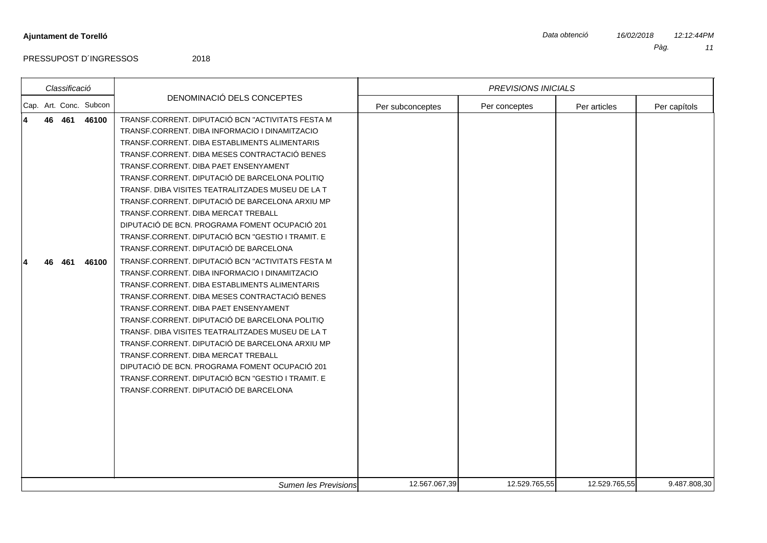**Ajuntament de Torelló**

*Data obtenció* *16/02/2018* *12:12:44PM*

PRESSUPOST D´INGRESSOS 2018

| *Classificació* | | | | DENOMINACIÓ DELS CONCEPTES | *PREVISIONS INICIALS* | | | |
|---|---|---|---|---|---|---|---|---|
| Cap. | Art. | Conc. | Subcon | | Per subconceptes | Per conceptes | Per articles | Per capítols |
| **4** | **46** | **461** | **46100** | TRANSF.CORRENT. DIPUTACIÓ BCN "ACTIVITATS FESTA M | | | | |
| | | | | TRANSF.CORRENT. DIBA INFORMACIO I DINAMITZACIO | | | | |
| | | | | TRANSF.CORRENT. DIBA ESTABLIMENTS ALIMENTARIS | | | | |
| | | | | TRANSF.CORRENT. DIBA MESES CONTRACTACIÓ BENES | | | | |
| | | | | TRANSF.CORRENT. DIBA PAET ENSENYAMENT | | | | |
| | | | | TRANSF.CORRENT. DIPUTACIÓ DE BARCELONA POLITIQ | | | | |
| | | | | TRANSF. DIBA VISITES TEATRALITZADES MUSEU DE LA T | | | | |
| | | | | TRANSF.CORRENT. DIPUTACIÓ DE BARCELONA ARXIU MP | | | | |
| | | | | TRANSF.CORRENT. DIBA MERCAT TREBALL | | | | |
| | | | | DIPUTACIÓ DE BCN. PROGRAMA FOMENT OCUPACIÓ 201 | | | | |
| | | | | TRANSF.CORRENT. DIPUTACIÓ BCN "GESTIO I TRAMIT. E | | | | |
| | | | | TRANSF.CORRENT. DIPUTACIÓ DE BARCELONA | | | | |
| **4** | **46** | **461** | **46100** | TRANSF.CORRENT. DIPUTACIÓ BCN "ACTIVITATS FESTA M | | | | |
| | | | | TRANSF.CORRENT. DIBA INFORMACIO I DINAMITZACIO | | | | |
| | | | | TRANSF.CORRENT. DIBA ESTABLIMENTS ALIMENTARIS | | | | |
| | | | | TRANSF.CORRENT. DIBA MESES CONTRACTACIÓ BENES | | | | |
| | | | | TRANSF.CORRENT. DIBA PAET ENSENYAMENT | | | | |
| | | | | TRANSF.CORRENT. DIPUTACIÓ DE BARCELONA POLITIQ | | | | |
| | | | | TRANSF. DIBA VISITES TEATRALITZADES MUSEU DE LA T | | | | |
| | | | | TRANSF.CORRENT. DIPUTACIÓ DE BARCELONA ARXIU MP | | | | |
| | | | | TRANSF.CORRENT. DIBA MERCAT TREBALL | | | | |
| | | | | DIPUTACIÓ DE BCN. PROGRAMA FOMENT OCUPACIÓ 201 | | | | |
| | | | | TRANSF.CORRENT. DIPUTACIÓ BCN "GESTIO I TRAMIT. E | | | | |
| | | | | TRANSF.CORRENT. DIPUTACIÓ DE BARCELONA | | | | |
| | | | | *Sumen les Previsions* | 12.567.067,39 | 12.529.765,55 | 12.529.765,55 | 9.487.808,30 |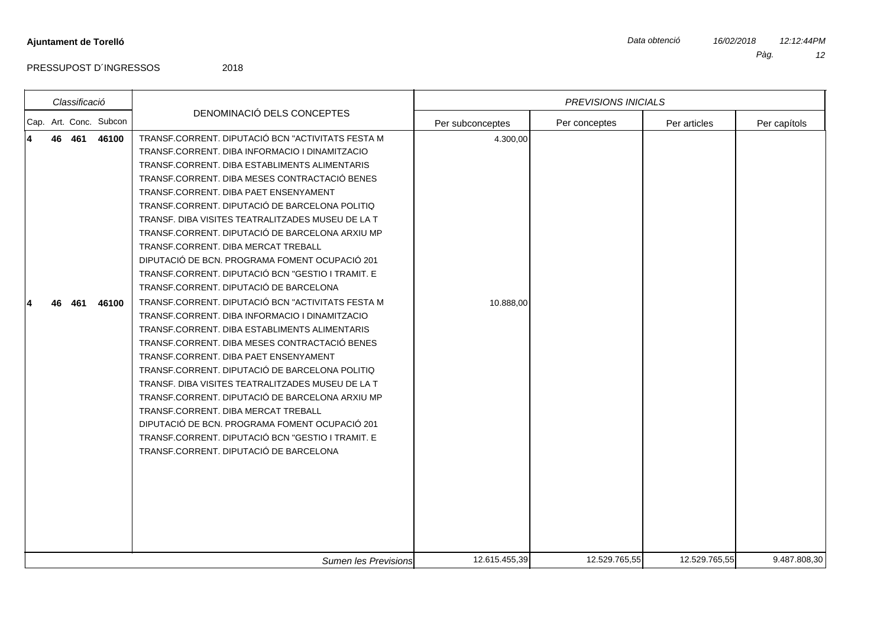**Ajuntament de Torelló**

PRESSUPOST D´INGRESSOS 2018

| Classificació | | | | DENOMINACIÓ DELS CONCEPTES | *PREVISIONS INICIALS* | | | |
|---|---|---|---|---|---|---|---|---|
| Cap. | Art. | Conc. | Subcon | | Per subconceptes | Per conceptes | Per articles | Per capítols |
| **4** | **46** | **461** | **46100** | TRANSF.CORRENT. DIPUTACIÓ BCN "ACTIVITATS FESTA M<br>TRANSF.CORRENT. DIBA INFORMACIO I DINAMITZACIO<br>TRANSF.CORRENT. DIBA ESTABLIMENTS ALIMENTARIS<br>TRANSF.CORRENT. DIBA MESES CONTRACTACIÓ BENES<br>TRANSF.CORRENT. DIBA PAET ENSENYAMENT<br>TRANSF.CORRENT. DIPUTACIÓ DE BARCELONA POLITIQ<br>TRANSF. DIBA VISITES TEATRALITZADES MUSEU DE LA T<br>TRANSF.CORRENT. DIPUTACIÓ DE BARCELONA ARXIU MP<br>TRANSF.CORRENT. DIBA MERCAT TREBALL<br>DIPUTACIÓ DE BCN. PROGRAMA FOMENT OCUPACIÓ 201<br>TRANSF.CORRENT. DIPUTACIÓ BCN "GESTIO I TRAMIT. E<br>TRANSF.CORRENT. DIPUTACIÓ DE BARCELONA | 4.300,00 | | | |
| **4** | **46** | **461** | **46100** | TRANSF.CORRENT. DIPUTACIÓ BCN "ACTIVITATS FESTA M<br>TRANSF.CORRENT. DIBA INFORMACIO I DINAMITZACIO<br>TRANSF.CORRENT. DIBA ESTABLIMENTS ALIMENTARIS<br>TRANSF.CORRENT. DIBA MESES CONTRACTACIÓ BENES<br>TRANSF.CORRENT. DIBA PAET ENSENYAMENT<br>TRANSF.CORRENT. DIPUTACIÓ DE BARCELONA POLITIQ<br>TRANSF. DIBA VISITES TEATRALITZADES MUSEU DE LA T<br>TRANSF.CORRENT. DIPUTACIÓ DE BARCELONA ARXIU MP<br>TRANSF.CORRENT. DIBA MERCAT TREBALL<br>DIPUTACIÓ DE BCN. PROGRAMA FOMENT OCUPACIÓ 201<br>TRANSF.CORRENT. DIPUTACIÓ BCN "GESTIO I TRAMIT. E<br>TRANSF.CORRENT. DIPUTACIÓ DE BARCELONA | 10.888,00 | | | |
| | | | | *Sumen les Previsions* | 12.615.455,39 | 12.529.765,55 | 12.529.765,55 | 9.487.808,30 |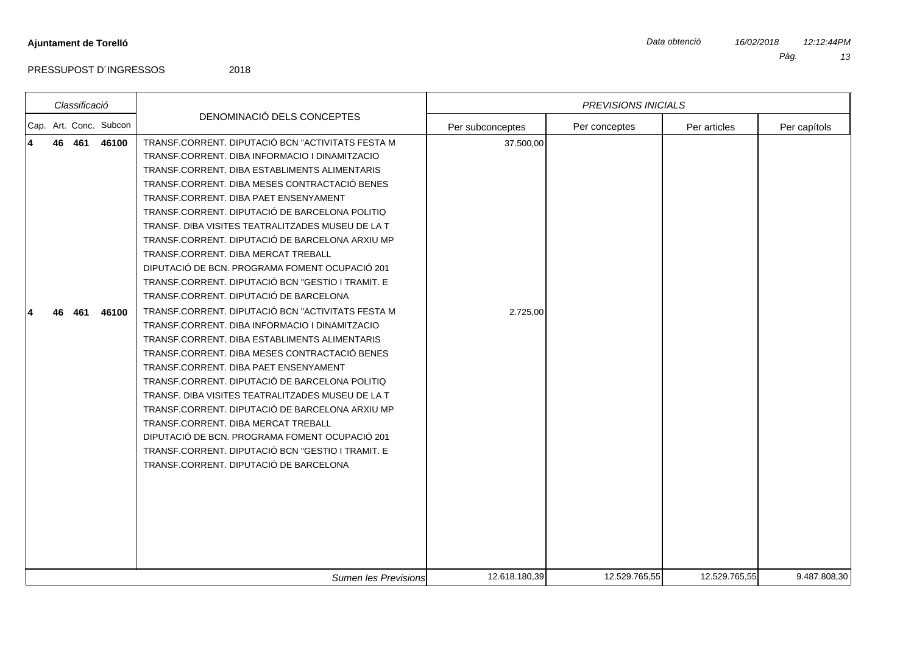**Ajuntament de Torelló**

*Data obtenció* *16/02/2018* *12:12:44PM*

PRESSUPOST D´INGRESSOS 2018

| *Classificació* | | | | DENOMINACIÓ DELS CONCEPTES | *PREVISIONS INICIALS* | | | |
|---|---|---|---|---|---|---|---|---|
| Cap. | Art. | Conc. | Subcon | | Per subconceptes | Per conceptes | Per articles | Per capítols |
| **4** | **46** | **461** | **46100** | TRANSF.CORRENT. DIPUTACIÓ BCN "ACTIVITATS FESTA M<br>TRANSF.CORRENT. DIBA INFORMACIO I DINAMITZACIO<br>TRANSF.CORRENT. DIBA ESTABLIMENTS ALIMENTARIS<br>TRANSF.CORRENT. DIBA MESES CONTRACTACIÓ BENES<br>TRANSF.CORRENT. DIBA PAET ENSENYAMENT<br>TRANSF.CORRENT. DIPUTACIÓ DE BARCELONA POLITIQ<br>TRANSF. DIBA VISITES TEATRALITZADES MUSEU DE LA T<br>TRANSF.CORRENT. DIPUTACIÓ DE BARCELONA ARXIU MP<br>TRANSF.CORRENT. DIBA MERCAT TREBALL<br>DIPUTACIÓ DE BCN. PROGRAMA FOMENT OCUPACIÓ 201<br>TRANSF.CORRENT. DIPUTACIÓ BCN "GESTIO I TRAMIT. E<br>TRANSF.CORRENT. DIPUTACIÓ DE BARCELONA | 37.500,00 | | | |
| **4** | **46** | **461** | **46100** | TRANSF.CORRENT. DIPUTACIÓ BCN "ACTIVITATS FESTA M<br>TRANSF.CORRENT. DIBA INFORMACIO I DINAMITZACIO<br>TRANSF.CORRENT. DIBA ESTABLIMENTS ALIMENTARIS<br>TRANSF.CORRENT. DIBA MESES CONTRACTACIÓ BENES<br>TRANSF.CORRENT. DIBA PAET ENSENYAMENT<br>TRANSF.CORRENT. DIPUTACIÓ DE BARCELONA POLITIQ<br>TRANSF. DIBA VISITES TEATRALITZADES MUSEU DE LA T<br>TRANSF.CORRENT. DIPUTACIÓ DE BARCELONA ARXIU MP<br>TRANSF.CORRENT. DIBA MERCAT TREBALL<br>DIPUTACIÓ DE BCN. PROGRAMA FOMENT OCUPACIÓ 201<br>TRANSF.CORRENT. DIPUTACIÓ BCN "GESTIO I TRAMIT. E<br>TRANSF.CORRENT. DIPUTACIÓ DE BARCELONA | 2.725,00 | | | |
| | | | | *Sumen les Previsions* | 12.618.180,39 | 12.529.765,55 | 12.529.765,55 | 9.487.808,30 |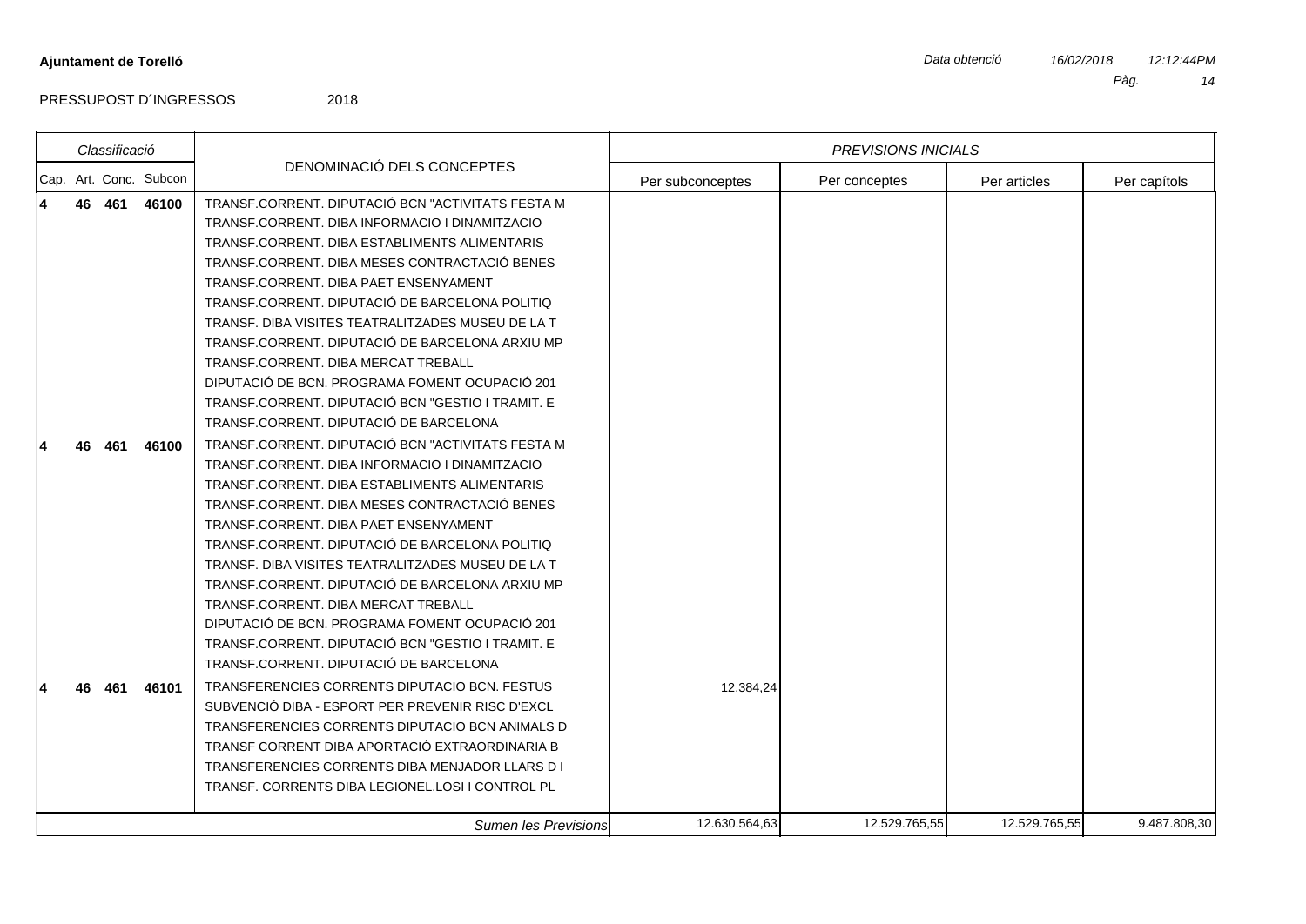**Ajuntament de Torelló**

*Data obtenció* *16/02/2018* *12:12:44PM*

PRESSUPOST D´INGRESSOS 2018

| *Classificació* | | | | DENOMINACIÓ DELS CONCEPTES | *PREVISIONS INICIALS* | | | |
|---|---|---|---|---|---|---|---|---|
| Cap. | Art. | Conc. | Subcon | | Per subconceptes | Per conceptes | Per articles | Per capítols |
| **4** | **46** | **461** | **46100** | TRANSF.CORRENT. DIPUTACIÓ BCN "ACTIVITATS FESTA M | | | | |
| | | | | TRANSF.CORRENT. DIBA INFORMACIO I DINAMITZACIO | | | | |
| | | | | TRANSF.CORRENT. DIBA ESTABLIMENTS ALIMENTARIS | | | | |
| | | | | TRANSF.CORRENT. DIBA MESES CONTRACTACIÓ BENES | | | | |
| | | | | TRANSF.CORRENT. DIBA PAET ENSENYAMENT | | | | |
| | | | | TRANSF.CORRENT. DIPUTACIÓ DE BARCELONA POLITIQ | | | | |
| | | | | TRANSF. DIBA VISITES TEATRALITZADES MUSEU DE LA T | | | | |
| | | | | TRANSF.CORRENT. DIPUTACIÓ DE BARCELONA ARXIU MP | | | | |
| | | | | TRANSF.CORRENT. DIBA MERCAT TREBALL | | | | |
| | | | | DIPUTACIÓ DE BCN. PROGRAMA FOMENT OCUPACIÓ 201 | | | | |
| | | | | TRANSF.CORRENT. DIPUTACIÓ BCN "GESTIO I TRAMIT. E | | | | |
| | | | | TRANSF.CORRENT. DIPUTACIÓ DE BARCELONA | | | | |
| **4** | **46** | **461** | **46100** | TRANSF.CORRENT. DIPUTACIÓ BCN "ACTIVITATS FESTA M | | | | |
| | | | | TRANSF.CORRENT. DIBA INFORMACIO I DINAMITZACIO | | | | |
| | | | | TRANSF.CORRENT. DIBA ESTABLIMENTS ALIMENTARIS | | | | |
| | | | | TRANSF.CORRENT. DIBA MESES CONTRACTACIÓ BENES | | | | |
| | | | | TRANSF.CORRENT. DIBA PAET ENSENYAMENT | | | | |
| | | | | TRANSF.CORRENT. DIPUTACIÓ DE BARCELONA POLITIQ | | | | |
| | | | | TRANSF. DIBA VISITES TEATRALITZADES MUSEU DE LA T | | | | |
| | | | | TRANSF.CORRENT. DIPUTACIÓ DE BARCELONA ARXIU MP | | | | |
| | | | | TRANSF.CORRENT. DIBA MERCAT TREBALL | | | | |
| | | | | DIPUTACIÓ DE BCN. PROGRAMA FOMENT OCUPACIÓ 201 | | | | |
| | | | | TRANSF.CORRENT. DIPUTACIÓ BCN "GESTIO I TRAMIT. E | | | | |
| | | | | TRANSF.CORRENT. DIPUTACIÓ DE BARCELONA | | | | |
| **4** | **46** | **461** | **46101** | TRANSFERENCIES CORRENTS DIPUTACIO BCN. FESTUS | 12.384,24 | | | |
| | | | | SUBVENCIÓ DIBA - ESPORT PER PREVENIR RISC D'EXCL | | | | |
| | | | | TRANSFERENCIES CORRENTS DIPUTACIO BCN ANIMALS D | | | | |
| | | | | TRANSF CORRENT DIBA APORTACIÓ EXTRAORDINARIA B | | | | |
| | | | | TRANSFERENCIES CORRENTS DIBA MENJADOR LLARS D I | | | | |
| | | | | TRANSF. CORRENTS DIBA LEGIONEL.LOSI I CONTROL PL | | | | |
| | | | | *Sumen les Previsions* | 12.630.564,63 | 12.529.765,55 | 12.529.765,55 | 9.487.808,30 |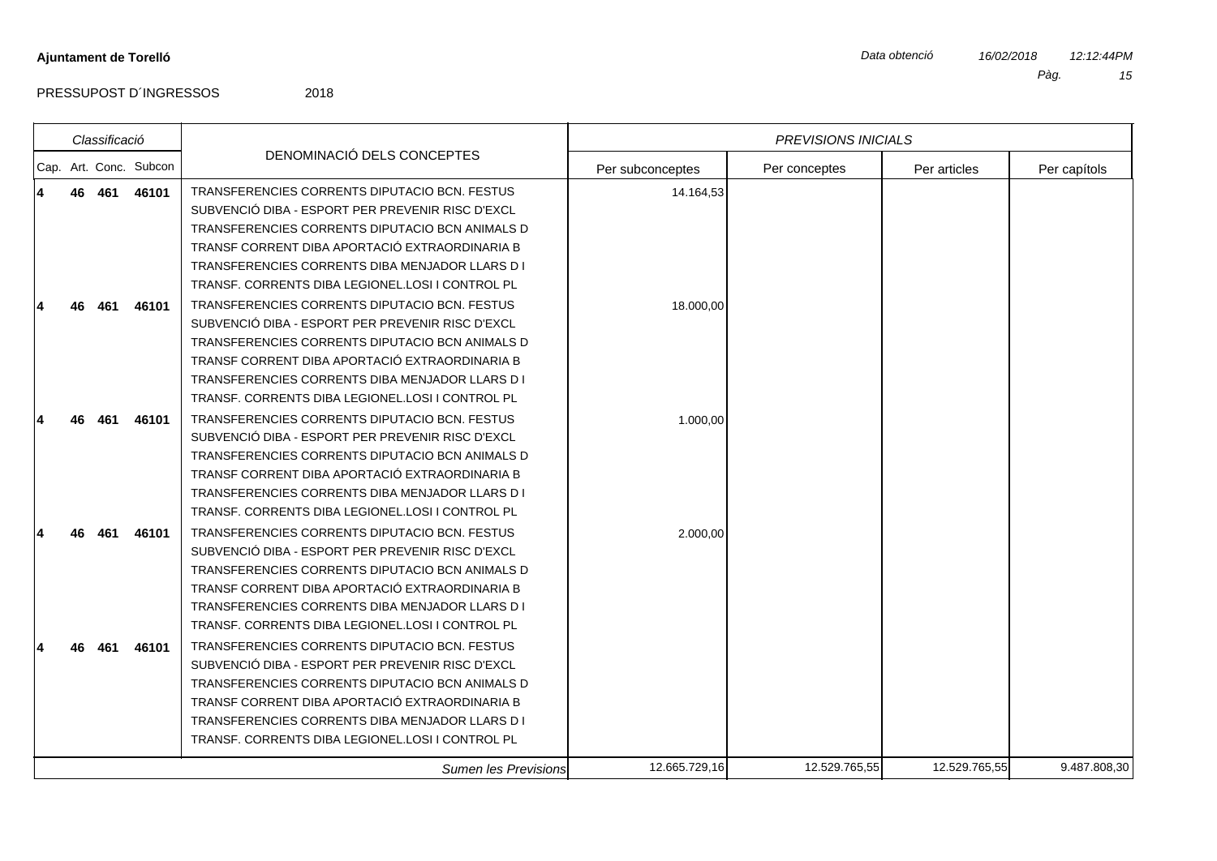**Ajuntament de Torelló**

Data obtenció 16/02/2018 12:12:44PM

PRESSUPOST D´INGRESSOS 2018

| Classificació | | | | DENOMINACIÓ DELS CONCEPTES | PREVISIONS INICIALS | | | |
|---|---|---|---|---|---|---|---|---|
| Cap. | Art. | Conc. | Subcon | | Per subconceptes | Per conceptes | Per articles | Per capítols |
| 4 | 46 | 461 | 46101 | TRANSFERENCIES CORRENTS DIPUTACIO BCN. FESTUS<br>SUBVENCIÓ DIBA - ESPORT PER PREVENIR RISC D'EXCL<br>TRANSFERENCIES CORRENTS DIPUTACIO BCN ANIMALS D<br>TRANSF CORRENT DIBA APORTACIÓ EXTRAORDINARIA B<br>TRANSFERENCIES CORRENTS DIBA MENJADOR LLARS D I<br>TRANSF. CORRENTS DIBA LEGIONEL.LOSI I CONTROL PL | 14.164,53 | | | |
| 4 | 46 | 461 | 46101 | TRANSFERENCIES CORRENTS DIPUTACIO BCN. FESTUS<br>SUBVENCIÓ DIBA - ESPORT PER PREVENIR RISC D'EXCL<br>TRANSFERENCIES CORRENTS DIPUTACIO BCN ANIMALS D<br>TRANSF CORRENT DIBA APORTACIÓ EXTRAORDINARIA B<br>TRANSFERENCIES CORRENTS DIBA MENJADOR LLARS D I<br>TRANSF. CORRENTS DIBA LEGIONEL.LOSI I CONTROL PL | 18.000,00 | | | |
| 4 | 46 | 461 | 46101 | TRANSFERENCIES CORRENTS DIPUTACIO BCN. FESTUS<br>SUBVENCIÓ DIBA - ESPORT PER PREVENIR RISC D'EXCL<br>TRANSFERENCIES CORRENTS DIPUTACIO BCN ANIMALS D<br>TRANSF CORRENT DIBA APORTACIÓ EXTRAORDINARIA B<br>TRANSFERENCIES CORRENTS DIBA MENJADOR LLARS D I<br>TRANSF. CORRENTS DIBA LEGIONEL.LOSI I CONTROL PL | 1.000,00 | | | |
| 4 | 46 | 461 | 46101 | TRANSFERENCIES CORRENTS DIPUTACIO BCN. FESTUS<br>SUBVENCIÓ DIBA - ESPORT PER PREVENIR RISC D'EXCL<br>TRANSFERENCIES CORRENTS DIPUTACIO BCN ANIMALS D<br>TRANSF CORRENT DIBA APORTACIÓ EXTRAORDINARIA B<br>TRANSFERENCIES CORRENTS DIBA MENJADOR LLARS D I<br>TRANSF. CORRENTS DIBA LEGIONEL.LOSI I CONTROL PL | 2.000,00 | | | |
| 4 | 46 | 461 | 46101 | TRANSFERENCIES CORRENTS DIPUTACIO BCN. FESTUS<br>SUBVENCIÓ DIBA - ESPORT PER PREVENIR RISC D'EXCL<br>TRANSFERENCIES CORRENTS DIPUTACIO BCN ANIMALS D<br>TRANSF CORRENT DIBA APORTACIÓ EXTRAORDINARIA B<br>TRANSFERENCIES CORRENTS DIBA MENJADOR LLARS D I<br>TRANSF. CORRENTS DIBA LEGIONEL.LOSI I CONTROL PL | | | | |
| | | | | *Sumen les Previsions* | 12.665.729,16 | 12.529.765,55 | 12.529.765,55 | 9.487.808,30 |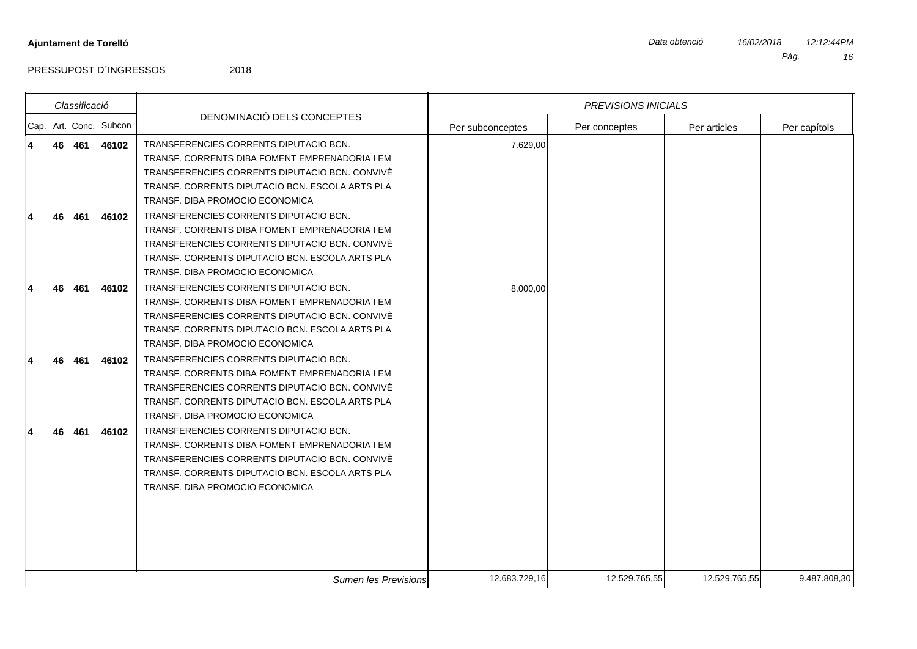**Ajuntament de Torelló**

*Data obtenció* *16/02/2018* *12:12:44PM*

PRESSUPOST D´INGRESSOS 2018

| Classificació | | | | DENOMINACIÓ DELS CONCEPTES | *PREVISIONS INICIALS* | | | |
|---|---|---|---|---|---|---|---|---|
| Cap. | Art. | Conc. | Subcon | | Per subconceptes | Per conceptes | Per articles | Per capítols |
| **4** | **46** | **461** | **46102** | TRANSFERENCIES CORRENTS DIPUTACIO BCN.<br>TRANSF. CORRENTS DIBA FOMENT EMPRENADORIA I EM<br>TRANSFERENCIES CORRENTS DIPUTACIO BCN. CONVIVÈ<br>TRANSF. CORRENTS DIPUTACIO BCN. ESCOLA ARTS PLA<br>TRANSF. DIBA PROMOCIO ECONOMICA | 7.629,00 | | | |
| **4** | **46** | **461** | **46102** | TRANSFERENCIES CORRENTS DIPUTACIO BCN.<br>TRANSF. CORRENTS DIBA FOMENT EMPRENADORIA I EM<br>TRANSFERENCIES CORRENTS DIPUTACIO BCN. CONVIVÈ<br>TRANSF. CORRENTS DIPUTACIO BCN. ESCOLA ARTS PLA<br>TRANSF. DIBA PROMOCIO ECONOMICA | | | | |
| **4** | **46** | **461** | **46102** | TRANSFERENCIES CORRENTS DIPUTACIO BCN.<br>TRANSF. CORRENTS DIBA FOMENT EMPRENADORIA I EM<br>TRANSFERENCIES CORRENTS DIPUTACIO BCN. CONVIVÈ<br>TRANSF. CORRENTS DIPUTACIO BCN. ESCOLA ARTS PLA<br>TRANSF. DIBA PROMOCIO ECONOMICA | 8.000,00 | | | |
| **4** | **46** | **461** | **46102** | TRANSFERENCIES CORRENTS DIPUTACIO BCN.<br>TRANSF. CORRENTS DIBA FOMENT EMPRENADORIA I EM<br>TRANSFERENCIES CORRENTS DIPUTACIO BCN. CONVIVÈ<br>TRANSF. CORRENTS DIPUTACIO BCN. ESCOLA ARTS PLA<br>TRANSF. DIBA PROMOCIO ECONOMICA | | | | |
| **4** | **46** | **461** | **46102** | TRANSFERENCIES CORRENTS DIPUTACIO BCN.<br>TRANSF. CORRENTS DIBA FOMENT EMPRENADORIA I EM<br>TRANSFERENCIES CORRENTS DIPUTACIO BCN. CONVIVÈ<br>TRANSF. CORRENTS DIPUTACIO BCN. ESCOLA ARTS PLA<br>TRANSF. DIBA PROMOCIO ECONOMICA | | | | |
| | | | | *Sumen les Previsions* | 12.683.729,16 | 12.529.765,55 | 12.529.765,55 | 9.487.808,30 |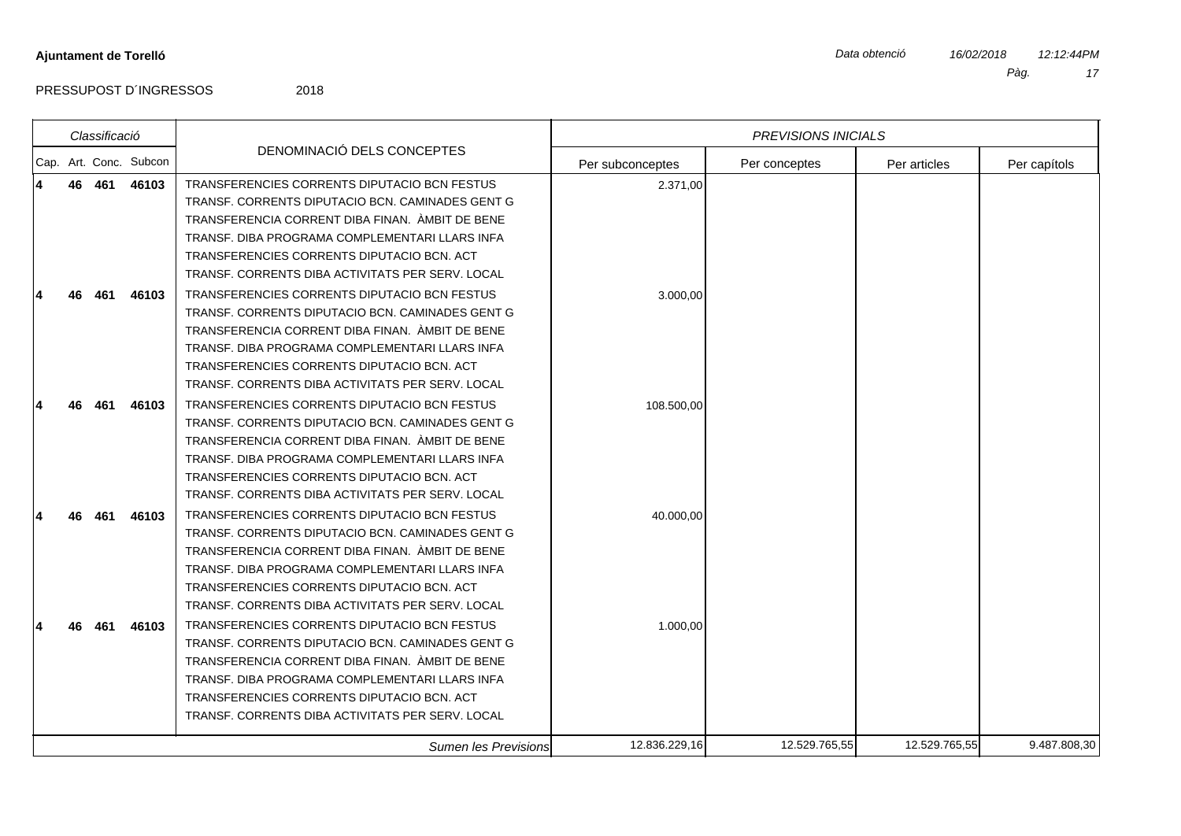**Ajuntament de Torelló**

*Data obtenció* *16/02/2018* *12:12:44PM*

PRESSUPOST D´INGRESSOS 2018

| Classificació | | | | DENOMINACIÓ DELS CONCEPTES | *PREVISIONS INICIALS* | | | |
|---|---|---|---|---|---|---|---|---|
| Cap. | Art. | Conc. | Subcon | | Per subconceptes | Per conceptes | Per articles | Per capítols |
| **4** | **46** | **461** | **46103** | TRANSFERENCIES CORRENTS DIPUTACIO BCN FESTUS<br>TRANSF. CORRENTS DIPUTACIO BCN. CAMINADES GENT G<br>TRANSFERENCIA CORRENT DIBA FINAN. ÀMBIT DE BENE<br>TRANSF. DIBA PROGRAMA COMPLEMENTARI LLARS INFA<br>TRANSFERENCIES CORRENTS DIPUTACIO BCN. ACT<br>TRANSF. CORRENTS DIBA ACTIVITATS PER SERV. LOCAL | 2.371,00 | | | |
| **4** | **46** | **461** | **46103** | TRANSFERENCIES CORRENTS DIPUTACIO BCN FESTUS<br>TRANSF. CORRENTS DIPUTACIO BCN. CAMINADES GENT G<br>TRANSFERENCIA CORRENT DIBA FINAN. ÀMBIT DE BENE<br>TRANSF. DIBA PROGRAMA COMPLEMENTARI LLARS INFA<br>TRANSFERENCIES CORRENTS DIPUTACIO BCN. ACT<br>TRANSF. CORRENTS DIBA ACTIVITATS PER SERV. LOCAL | 3.000,00 | | | |
| **4** | **46** | **461** | **46103** | TRANSFERENCIES CORRENTS DIPUTACIO BCN FESTUS<br>TRANSF. CORRENTS DIPUTACIO BCN. CAMINADES GENT G<br>TRANSFERENCIA CORRENT DIBA FINAN. ÀMBIT DE BENE<br>TRANSF. DIBA PROGRAMA COMPLEMENTARI LLARS INFA<br>TRANSFERENCIES CORRENTS DIPUTACIO BCN. ACT<br>TRANSF. CORRENTS DIBA ACTIVITATS PER SERV. LOCAL | 108.500,00 | | | |
| **4** | **46** | **461** | **46103** | TRANSFERENCIES CORRENTS DIPUTACIO BCN FESTUS<br>TRANSF. CORRENTS DIPUTACIO BCN. CAMINADES GENT G<br>TRANSFERENCIA CORRENT DIBA FINAN. ÀMBIT DE BENE<br>TRANSF. DIBA PROGRAMA COMPLEMENTARI LLARS INFA<br>TRANSFERENCIES CORRENTS DIPUTACIO BCN. ACT<br>TRANSF. CORRENTS DIBA ACTIVITATS PER SERV. LOCAL | 40.000,00 | | | |
| **4** | **46** | **461** | **46103** | TRANSFERENCIES CORRENTS DIPUTACIO BCN FESTUS<br>TRANSF. CORRENTS DIPUTACIO BCN. CAMINADES GENT G<br>TRANSFERENCIA CORRENT DIBA FINAN. ÀMBIT DE BENE<br>TRANSF. DIBA PROGRAMA COMPLEMENTARI LLARS INFA<br>TRANSFERENCIES CORRENTS DIPUTACIO BCN. ACT<br>TRANSF. CORRENTS DIBA ACTIVITATS PER SERV. LOCAL | 1.000,00 | | | |
| | | | | *Sumen les Previsions* | 12.836.229,16 | 12.529.765,55 | 12.529.765,55 | 9.487.808,30 |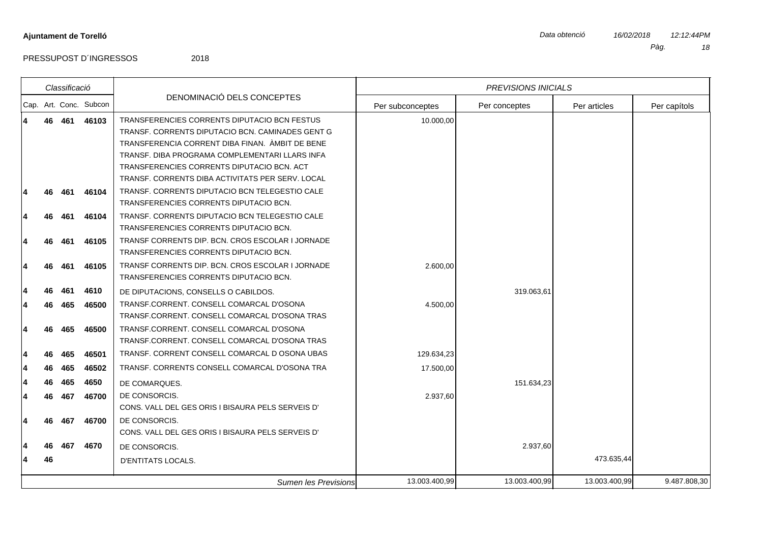**Ajuntament de Torelló**

Data obtenció 16/02/2018 12:12:44PM

PRESSUPOST D´INGRESSOS 2018

| Classificació | | | | DENOMINACIÓ DELS CONCEPTES | PREVISIONS INICIALS | | | |
|---|---|---|---|---|---|---|---|---|
| Cap. | Art. | Conc. | Subcon | | Per subconceptes | Per conceptes | Per articles | Per capítols |
| 4 | 46 | 461 | 46103 | TRANSFERENCIES CORRENTS DIPUTACIO BCN FESTUS<br>TRANSF. CORRENTS DIPUTACIO BCN. CAMINADES GENT G<br>TRANSFERENCIA CORRENT DIBA FINAN. ÀMBIT DE BENE<br>TRANSF. DIBA PROGRAMA COMPLEMENTARI LLARS INFA<br>TRANSFERENCIES CORRENTS DIPUTACIO BCN. ACT<br>TRANSF. CORRENTS DIBA ACTIVITATS PER SERV. LOCAL | 10.000,00 | | | |
| 4 | 46 | 461 | 46104 | TRANSF. CORRENTS DIPUTACIO BCN TELEGESTIO CALE<br>TRANSFERENCIES CORRENTS DIPUTACIO BCN. | | | | |
| 4 | 46 | 461 | 46104 | TRANSF. CORRENTS DIPUTACIO BCN TELEGESTIO CALE<br>TRANSFERENCIES CORRENTS DIPUTACIO BCN. | | | | |
| 4 | 46 | 461 | 46105 | TRANSF CORRENTS DIP. BCN. CROS ESCOLAR I JORNADE<br>TRANSFERENCIES CORRENTS DIPUTACIO BCN. | | | | |
| 4 | 46 | 461 | 46105 | TRANSF CORRENTS DIP. BCN. CROS ESCOLAR I JORNADE<br>TRANSFERENCIES CORRENTS DIPUTACIO BCN. | 2.600,00 | | | |
| 4 | 46 | 461 | 4610 | DE DIPUTACIONS, CONSELLS O CABILDOS. | | 319.063,61 | | |
| 4 | 46 | 465 | 46500 | TRANSF.CORRENT. CONSELL COMARCAL D'OSONA<br>TRANSF.CORRENT. CONSELL COMARCAL D'OSONA TRAS | 4.500,00 | | | |
| 4 | 46 | 465 | 46500 | TRANSF.CORRENT. CONSELL COMARCAL D'OSONA<br>TRANSF.CORRENT. CONSELL COMARCAL D'OSONA TRAS | | | | |
| 4 | 46 | 465 | 46501 | TRANSF. CORRENT CONSELL COMARCAL D OSONA UBAS | 129.634,23 | | | |
| 4 | 46 | 465 | 46502 | TRANSF. CORRENTS CONSELL COMARCAL D'OSONA TRA | 17.500,00 | | | |
| 4 | 46 | 465 | 4650 | DE COMARQUES. | | 151.634,23 | | |
| 4 | 46 | 467 | 46700 | DE CONSORCIS.<br>CONS. VALL DEL GES ORIS I BISAURA PELS SERVEIS D' | 2.937,60 | | | |
| 4 | 46 | 467 | 46700 | DE CONSORCIS.<br>CONS. VALL DEL GES ORIS I BISAURA PELS SERVEIS D' | | | | |
| 4 | 46 | 467 | 4670 | DE CONSORCIS. | | 2.937,60 | | |
| 4 | 46 | | | D'ENTITATS LOCALS. | | | 473.635,44 | |
| | | | | *Sumen les Previsions* | 13.003.400,99 | 13.003.400,99 | 13.003.400,99 | 9.487.808,30 |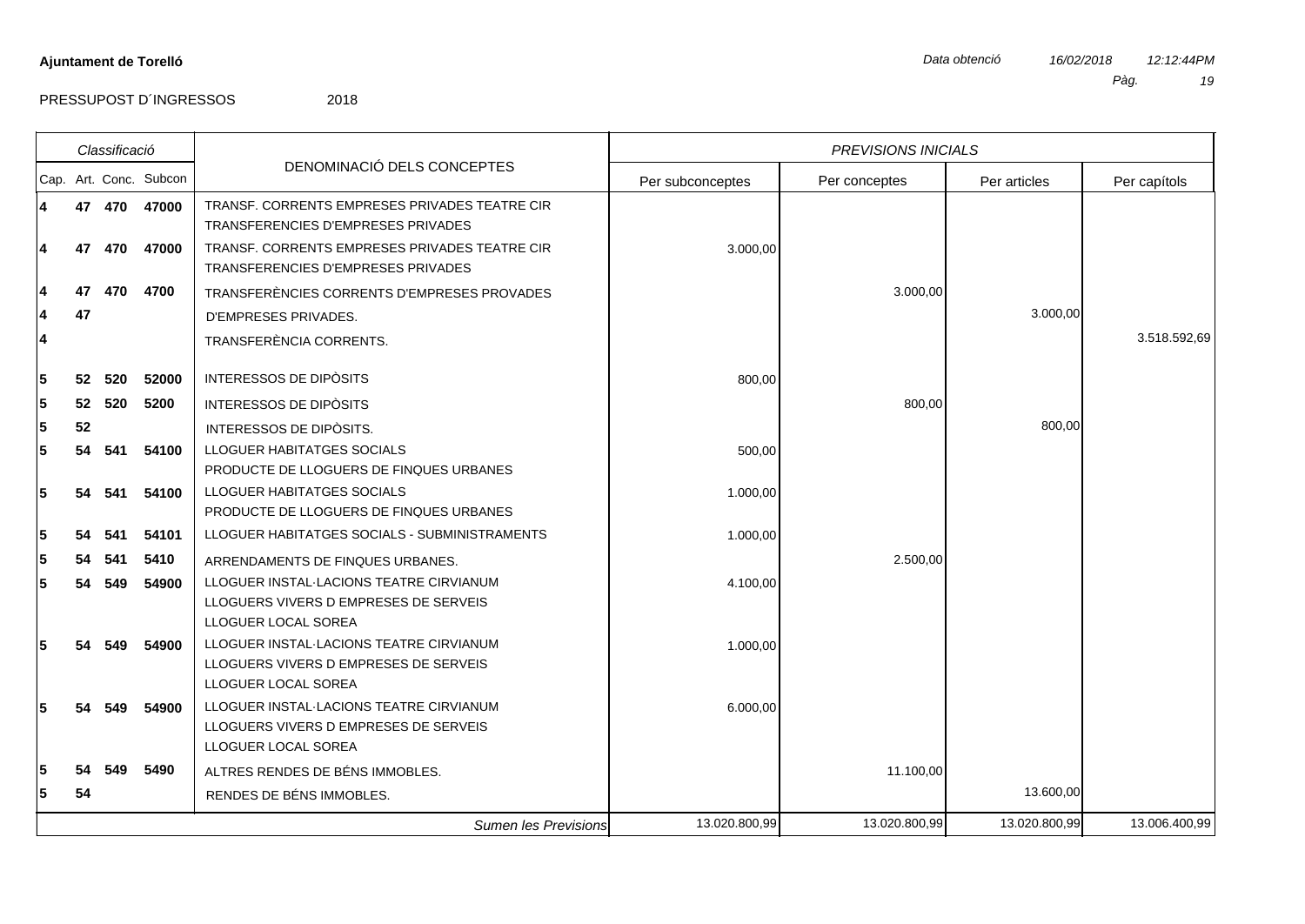**Ajuntament de Torelló**

*Data obtenció* *16/02/2018* *12:12:44PM*

PRESSUPOST D´INGRESSOS 2018

| *Classificació* | | | | DENOMINACIÓ DELS CONCEPTES | *PREVISIONS INICIALS* | | | |
|---|---|---|---|---|---|---|---|---|
| Cap. | Art. | Conc. | Subcon | | Per subconceptes | Per conceptes | Per articles | Per capítols |
| **4** | **47** | **470** | **47000** | TRANSF. CORRENTS EMPRESES PRIVADES TEATRE CIR<br>TRANSFERENCIES D'EMPRESES PRIVADES | | | | |
| **4** | **47** | **470** | **47000** | TRANSF. CORRENTS EMPRESES PRIVADES TEATRE CIR<br>TRANSFERENCIES D'EMPRESES PRIVADES | 3.000,00 | | | |
| **4** | **47** | **470** | **4700** | TRANSFERÈNCIES CORRENTS D'EMPRESES PROVADES | | 3.000,00 | | |
| **4** | **47** | | | D'EMPRESES PRIVADES. | | | 3.000,00 | |
| **4** | | | | TRANSFERÈNCIA CORRENTS. | | | | 3.518.592,69 |
| **5** | **52** | **520** | **52000** | INTERESSOS DE DIPÒSITS | 800,00 | | | |
| **5** | **52** | **520** | **5200** | INTERESSOS DE DIPÒSITS | | 800,00 | | |
| **5** | **52** | | | INTERESSOS DE DIPÒSITS. | | | 800,00 | |
| **5** | **54** | **541** | **54100** | LLOGUER HABITATGES SOCIALS<br>PRODUCTE DE LLOGUERS DE FINQUES URBANES | 500,00 | | | |
| **5** | **54** | **541** | **54100** | LLOGUER HABITATGES SOCIALS<br>PRODUCTE DE LLOGUERS DE FINQUES URBANES | 1.000,00 | | | |
| **5** | **54** | **541** | **54101** | LLOGUER HABITATGES SOCIALS - SUBMINISTRAMENTS | 1.000,00 | | | |
| **5** | **54** | **541** | **5410** | ARRENDAMENTS DE FINQUES URBANES. | | 2.500,00 | | |
| **5** | **54** | **549** | **54900** | LLOGUER INSTAL·LACIONS TEATRE CIRVIANUM<br>LLOGUERS VIVERS D EMPRESES DE SERVEIS<br>LLOGUER LOCAL SOREA | 4.100,00 | | | |
| **5** | **54** | **549** | **54900** | LLOGUER INSTAL·LACIONS TEATRE CIRVIANUM<br>LLOGUERS VIVERS D EMPRESES DE SERVEIS<br>LLOGUER LOCAL SOREA | 1.000,00 | | | |
| **5** | **54** | **549** | **54900** | LLOGUER INSTAL·LACIONS TEATRE CIRVIANUM<br>LLOGUERS VIVERS D EMPRESES DE SERVEIS<br>LLOGUER LOCAL SOREA | 6.000,00 | | | |
| **5** | **54** | **549** | **5490** | ALTRES RENDES DE BÉNS IMMOBLES. | | 11.100,00 | | |
| **5** | **54** | | | RENDES DE BÉNS IMMOBLES. | | | 13.600,00 | |
| | | | | *Sumen les Previsions* | 13.020.800,99 | 13.020.800,99 | 13.020.800,99 | 13.006.400,99 |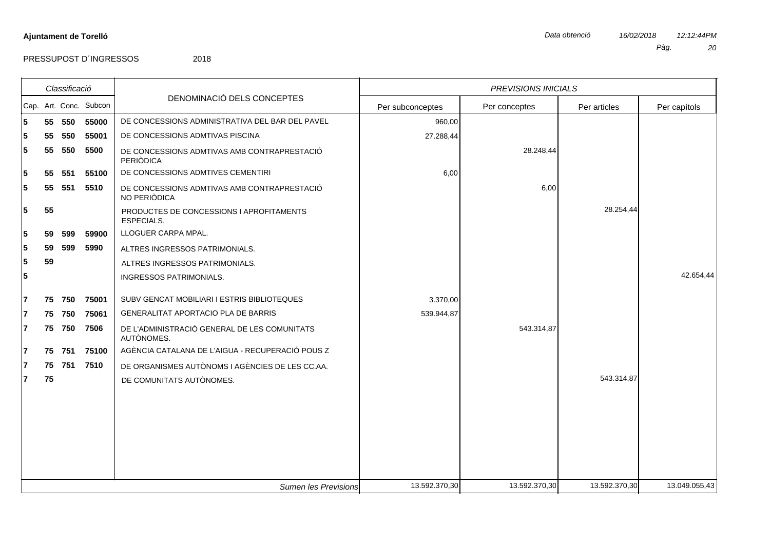**Ajuntament de Torelló**

*Data obtenció* *16/02/2018* *12:12:44PM*

PRESSUPOST D´INGRESSOS 2018

| Cap. | Art. | Conc. | Subcon | DENOMINACIÓ DELS CONCEPTES | Per subconceptes | Per conceptes | Per articles | Per capítols |
|---|---|---|---|---|---|---|---|---|
| | | | | | *PREVISIONS INICIALS* | | | |
| **5** | **55** | **550** | **55000** | DE CONCESSIONS ADMINISTRATIVA DEL BAR DEL PAVEL | 960,00 | | | |
| **5** | **55** | **550** | **55001** | DE CONCESSIONS ADMTIVAS PISCINA | 27.288,44 | | | |
| **5** | **55** | **550** | **5500** | DE CONCESSIONS ADMTIVAS AMB CONTRAPRESTACIÓ PERIÒDICA | | 28.248,44 | | |
| **5** | **55** | **551** | **55100** | DE CONCESSIONS ADMTIVES CEMENTIRI | 6,00 | | | |
| **5** | **55** | **551** | **5510** | DE CONCESSIONS ADMTIVAS AMB CONTRAPRESTACIÓ NO PERIÒDICA | | 6,00 | | |
| **5** | **55** | | | PRODUCTES DE CONCESSIONS I APROFITAMENTS ESPECIALS. | | | 28.254,44 | |
| **5** | **59** | **599** | **59900** | LLOGUER CARPA MPAL. | | | | |
| **5** | **59** | **599** | **5990** | ALTRES INGRESSOS PATRIMONIALS. | | | | |
| **5** | **59** | | | ALTRES INGRESSOS PATRIMONIALS. | | | | |
| **5** | | | | INGRESSOS PATRIMONIALS. | | | | 42.654,44 |
| **7** | **75** | **750** | **75001** | SUBV GENCAT MOBILIARI I ESTRIS BIBLIOTEQUES | 3.370,00 | | | |
| **7** | **75** | **750** | **75061** | GENERALITAT APORTACIO PLA DE BARRIS | 539.944,87 | | | |
| **7** | **75** | **750** | **7506** | DE L'ADMINISTRACIÓ GENERAL DE LES COMUNITATS AUTÒNOMES. | | 543.314,87 | | |
| **7** | **75** | **751** | **75100** | AGÈNCIA CATALANA DE L'AIGUA - RECUPERACIÓ POUS Z | | | | |
| **7** | **75** | **751** | **7510** | DE ORGANISMES AUTÒNOMS I AGÈNCIES DE LES CC.AA. | | | | |
| **7** | **75** | | | DE COMUNITATS AUTÒNOMES. | | | 543.314,87 | |
| | | | | *Sumen les Previsions* | 13.592.370,30 | 13.592.370,30 | 13.592.370,30 | 13.049.055,43 |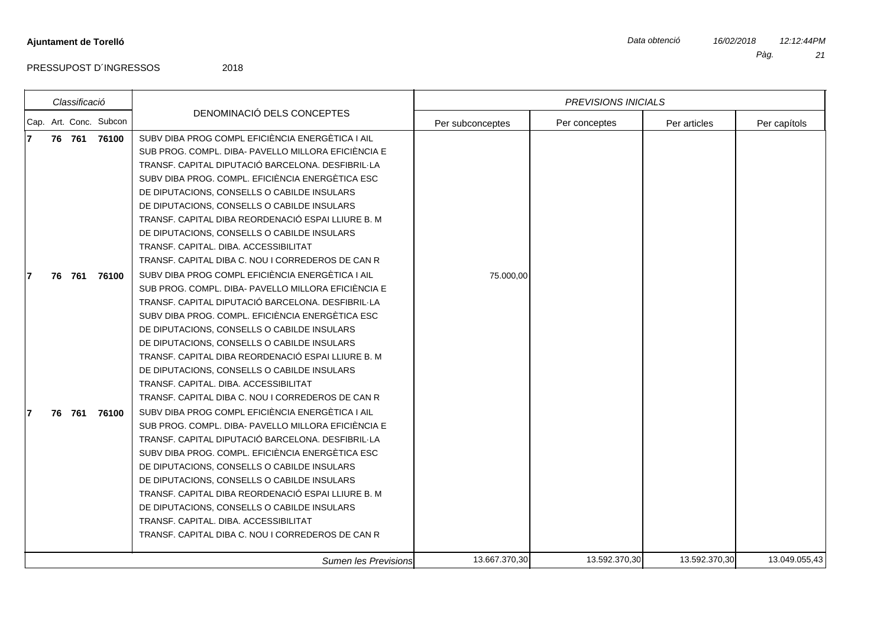**Ajuntament de Torelló**

*Data obtenció* *16/02/2018* *12:12:44PM*

PRESSUPOST D´INGRESSOS 2018

| Classificació | | | | DENOMINACIÓ DELS CONCEPTES | *PREVISIONS INICIALS* | | | |
|---|---|---|---|---|---|---|---|---|
| Cap. | Art. | Conc. | Subcon | | Per subconceptes | Per conceptes | Per articles | Per capítols |
| **7** | **76** | **761** | **76100** | SUBV DIBA PROG COMPL EFICIÈNCIA ENERGÈTICA I AIL<br>SUB PROG. COMPL. DIBA- PAVELLO MILLORA EFICIÈNCIA E<br>TRANSF. CAPITAL DIPUTACIÓ BARCELONA. DESFIBRIL·LA<br>SUBV DIBA PROG. COMPL. EFICIÈNCIA ENERGÈTICA ESC<br>DE DIPUTACIONS, CONSELLS O CABILDE INSULARS<br>DE DIPUTACIONS, CONSELLS O CABILDE INSULARS<br>TRANSF. CAPITAL DIBA REORDENACIÓ ESPAI LLIURE B. M<br>DE DIPUTACIONS, CONSELLS O CABILDE INSULARS<br>TRANSF. CAPITAL. DIBA. ACCESSIBILITAT<br>TRANSF. CAPITAL DIBA C. NOU I CORREDEROS DE CAN R | | | | |
| **7** | **76** | **761** | **76100** | SUBV DIBA PROG COMPL EFICIÈNCIA ENERGÈTICA I AIL<br>SUB PROG. COMPL. DIBA- PAVELLO MILLORA EFICIÈNCIA E<br>TRANSF. CAPITAL DIPUTACIÓ BARCELONA. DESFIBRIL·LA<br>SUBV DIBA PROG. COMPL. EFICIÈNCIA ENERGÈTICA ESC<br>DE DIPUTACIONS, CONSELLS O CABILDE INSULARS<br>DE DIPUTACIONS, CONSELLS O CABILDE INSULARS<br>TRANSF. CAPITAL DIBA REORDENACIÓ ESPAI LLIURE B. M<br>DE DIPUTACIONS, CONSELLS O CABILDE INSULARS<br>TRANSF. CAPITAL. DIBA. ACCESSIBILITAT<br>TRANSF. CAPITAL DIBA C. NOU I CORREDEROS DE CAN R | 75.000,00 | | | |
| **7** | **76** | **761** | **76100** | SUBV DIBA PROG COMPL EFICIÈNCIA ENERGÈTICA I AIL<br>SUB PROG. COMPL. DIBA- PAVELLO MILLORA EFICIÈNCIA E<br>TRANSF. CAPITAL DIPUTACIÓ BARCELONA. DESFIBRIL·LA<br>SUBV DIBA PROG. COMPL. EFICIÈNCIA ENERGÈTICA ESC<br>DE DIPUTACIONS, CONSELLS O CABILDE INSULARS<br>DE DIPUTACIONS, CONSELLS O CABILDE INSULARS<br>TRANSF. CAPITAL DIBA REORDENACIÓ ESPAI LLIURE B. M<br>DE DIPUTACIONS, CONSELLS O CABILDE INSULARS<br>TRANSF. CAPITAL. DIBA. ACCESSIBILITAT<br>TRANSF. CAPITAL DIBA C. NOU I CORREDEROS DE CAN R | | | | |
| | | | | *Sumen les Previsions* | 13.667.370,30 | 13.592.370,30 | 13.592.370,30 | 13.049.055,43 |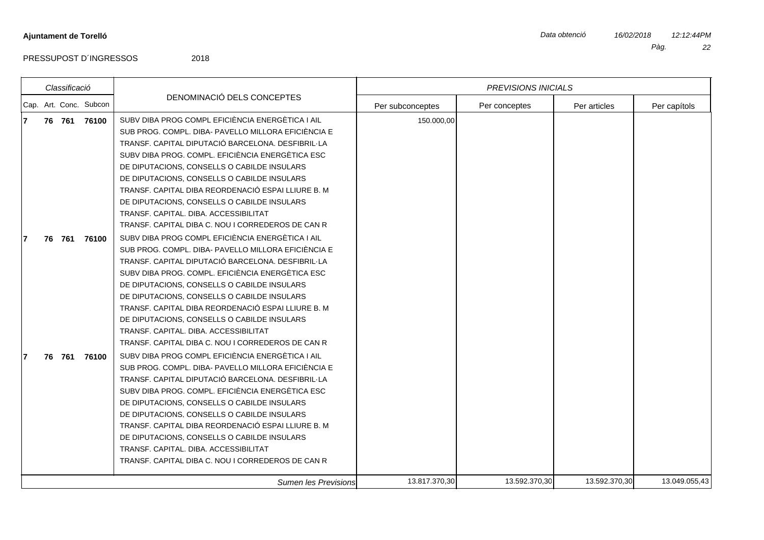**Ajuntament de Torelló**

*Data obtenció* *16/02/2018* *12:12:44PM*

PRESSUPOST D´INGRESSOS 2018

| Classificació | | | | DENOMINACIÓ DELS CONCEPTES | *PREVISIONS INICIALS* | | | |
|---|---|---|---|---|---|---|---|---|
| Cap. | Art. | Conc. | Subcon | | Per subconceptes | Per conceptes | Per articles | Per capítols |
| **7** | **76** | **761** | **76100** | SUBV DIBA PROG COMPL EFICIÈNCIA ENERGÈTICA I AIL<br>SUB PROG. COMPL. DIBA- PAVELLO MILLORA EFICIÈNCIA E<br>TRANSF. CAPITAL DIPUTACIÓ BARCELONA. DESFIBRIL·LA<br>SUBV DIBA PROG. COMPL. EFICIÈNCIA ENERGÈTICA ESC<br>DE DIPUTACIONS, CONSELLS O CABILDE INSULARS<br>DE DIPUTACIONS, CONSELLS O CABILDE INSULARS<br>TRANSF. CAPITAL DIBA REORDENACIÓ ESPAI LLIURE B. M<br>DE DIPUTACIONS, CONSELLS O CABILDE INSULARS<br>TRANSF. CAPITAL. DIBA. ACCESSIBILITAT<br>TRANSF. CAPITAL DIBA C. NOU I CORREDEROS DE CAN R | 150.000,00 | | | |
| **7** | **76** | **761** | **76100** | SUBV DIBA PROG COMPL EFICIÈNCIA ENERGÈTICA I AIL<br>SUB PROG. COMPL. DIBA- PAVELLO MILLORA EFICIÈNCIA E<br>TRANSF. CAPITAL DIPUTACIÓ BARCELONA. DESFIBRIL·LA<br>SUBV DIBA PROG. COMPL. EFICIÈNCIA ENERGÈTICA ESC<br>DE DIPUTACIONS, CONSELLS O CABILDE INSULARS<br>DE DIPUTACIONS, CONSELLS O CABILDE INSULARS<br>TRANSF. CAPITAL DIBA REORDENACIÓ ESPAI LLIURE B. M<br>DE DIPUTACIONS, CONSELLS O CABILDE INSULARS<br>TRANSF. CAPITAL. DIBA. ACCESSIBILITAT<br>TRANSF. CAPITAL DIBA C. NOU I CORREDEROS DE CAN R | | | | |
| **7** | **76** | **761** | **76100** | SUBV DIBA PROG COMPL EFICIÈNCIA ENERGÈTICA I AIL<br>SUB PROG. COMPL. DIBA- PAVELLO MILLORA EFICIÈNCIA E<br>TRANSF. CAPITAL DIPUTACIÓ BARCELONA. DESFIBRIL·LA<br>SUBV DIBA PROG. COMPL. EFICIÈNCIA ENERGÈTICA ESC<br>DE DIPUTACIONS, CONSELLS O CABILDE INSULARS<br>DE DIPUTACIONS, CONSELLS O CABILDE INSULARS<br>TRANSF. CAPITAL DIBA REORDENACIÓ ESPAI LLIURE B. M<br>DE DIPUTACIONS, CONSELLS O CABILDE INSULARS<br>TRANSF. CAPITAL. DIBA. ACCESSIBILITAT<br>TRANSF. CAPITAL DIBA C. NOU I CORREDEROS DE CAN R | | | | |
| | | | | *Sumen les Previsions* | 13.817.370,30 | 13.592.370,30 | 13.592.370,30 | 13.049.055,43 |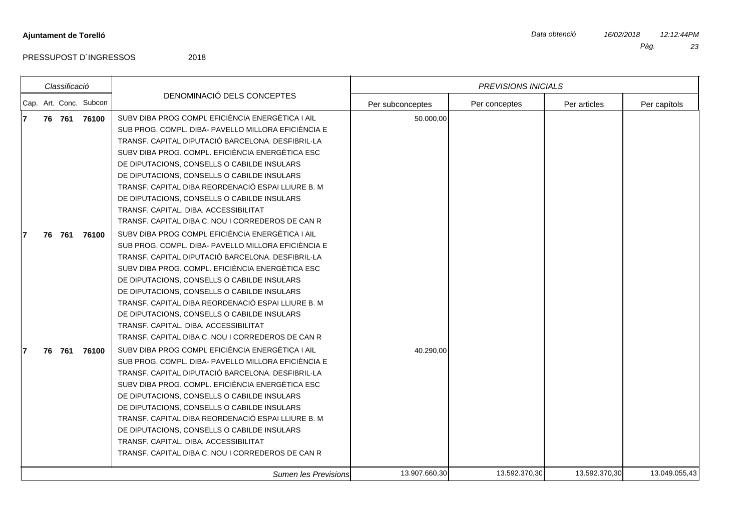**Ajuntament de Torelló**

PRESSUPOST D´INGRESSOS 2018

| Classificació | | | | DENOMINACIÓ DELS CONCEPTES | PREVISIONS INICIALS | | | |
|---|---|---|---|---|---|---|---|---|
| Cap. | Art. | Conc. | Subcon | | Per subconceptes | Per conceptes | Per articles | Per capítols |
| 7 | 76 | 761 | 76100 | SUBV DIBA PROG COMPL EFICIÈNCIA ENERGÈTICA I AIL<br>SUB PROG. COMPL. DIBA- PAVELLO MILLORA EFICIÈNCIA E<br>TRANSF. CAPITAL DIPUTACIÓ BARCELONA. DESFIBRIL·LA<br>SUBV DIBA PROG. COMPL. EFICIÈNCIA ENERGÈTICA ESC<br>DE DIPUTACIONS, CONSELLS O CABILDE INSULARS<br>DE DIPUTACIONS, CONSELLS O CABILDE INSULARS<br>TRANSF. CAPITAL DIBA REORDENACIÓ ESPAI LLIURE B. M<br>DE DIPUTACIONS, CONSELLS O CABILDE INSULARS<br>TRANSF. CAPITAL. DIBA. ACCESSIBILITAT<br>TRANSF. CAPITAL DIBA C. NOU I CORREDEROS DE CAN R | 50.000,00 | | | |
| 7 | 76 | 761 | 76100 | SUBV DIBA PROG COMPL EFICIÈNCIA ENERGÈTICA I AIL<br>SUB PROG. COMPL. DIBA- PAVELLO MILLORA EFICIÈNCIA E<br>TRANSF. CAPITAL DIPUTACIÓ BARCELONA. DESFIBRIL·LA<br>SUBV DIBA PROG. COMPL. EFICIÈNCIA ENERGÈTICA ESC<br>DE DIPUTACIONS, CONSELLS O CABILDE INSULARS<br>DE DIPUTACIONS, CONSELLS O CABILDE INSULARS<br>TRANSF. CAPITAL DIBA REORDENACIÓ ESPAI LLIURE B. M<br>DE DIPUTACIONS, CONSELLS O CABILDE INSULARS<br>TRANSF. CAPITAL. DIBA. ACCESSIBILITAT<br>TRANSF. CAPITAL DIBA C. NOU I CORREDEROS DE CAN R | | | | |
| 7 | 76 | 761 | 76100 | SUBV DIBA PROG COMPL EFICIÈNCIA ENERGÈTICA I AIL<br>SUB PROG. COMPL. DIBA- PAVELLO MILLORA EFICIÈNCIA E<br>TRANSF. CAPITAL DIPUTACIÓ BARCELONA. DESFIBRIL·LA<br>SUBV DIBA PROG. COMPL. EFICIÈNCIA ENERGÈTICA ESC<br>DE DIPUTACIONS, CONSELLS O CABILDE INSULARS<br>DE DIPUTACIONS, CONSELLS O CABILDE INSULARS<br>TRANSF. CAPITAL DIBA REORDENACIÓ ESPAI LLIURE B. M<br>DE DIPUTACIONS, CONSELLS O CABILDE INSULARS<br>TRANSF. CAPITAL. DIBA. ACCESSIBILITAT<br>TRANSF. CAPITAL DIBA C. NOU I CORREDEROS DE CAN R | 40.290,00 | | | |
| | | | | *Sumen les Previsions* | 13.907.660,30 | 13.592.370,30 | 13.592.370,30 | 13.049.055,43 |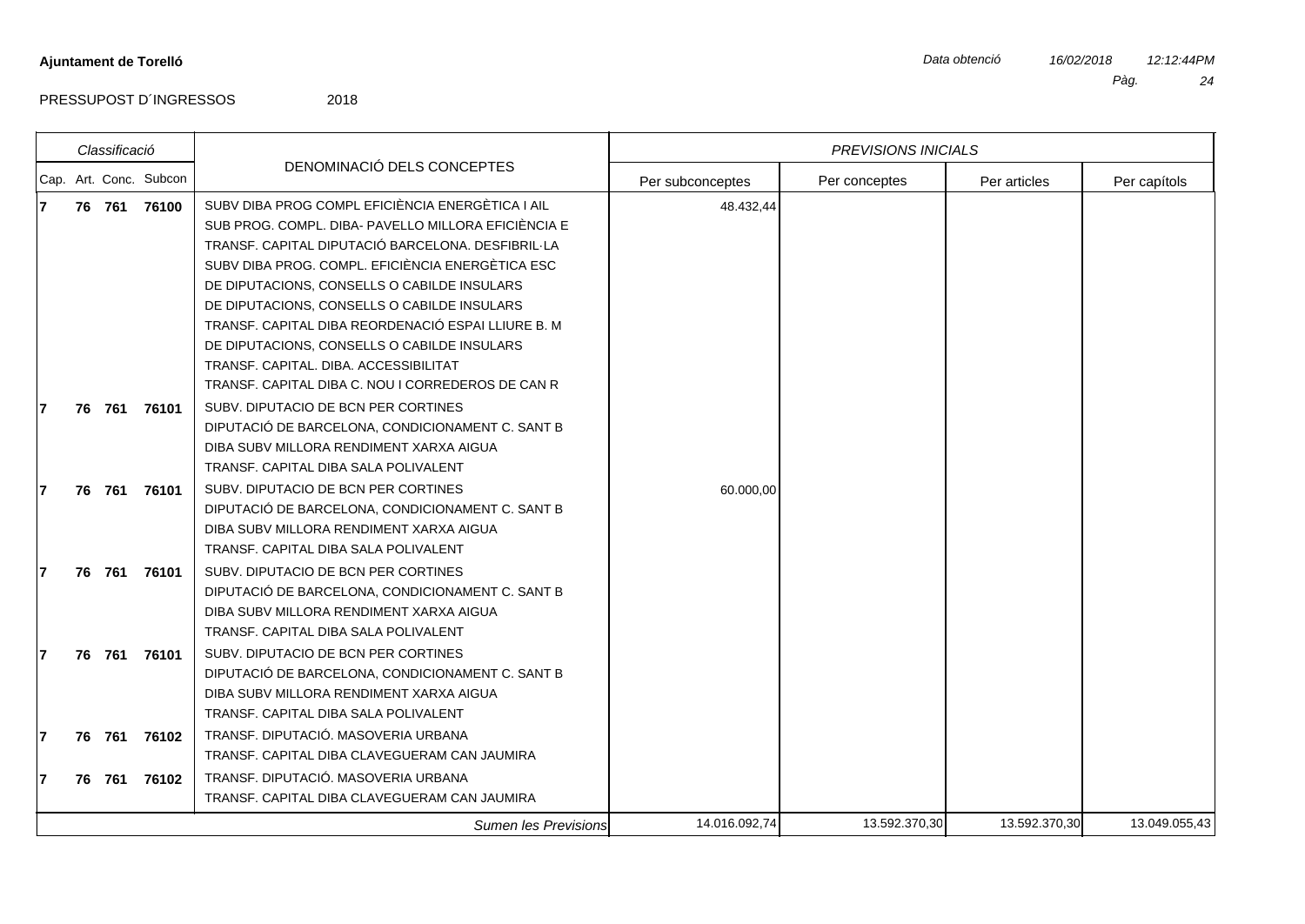**Ajuntament de Torelló**

*Data obtenció* *16/02/2018* *12:12:44PM*

PRESSUPOST D´INGRESSOS 2018

| *Classificació* | | | | DENOMINACIÓ DELS CONCEPTES | *PREVISIONS INICIALS* | | | |
|---|---|---|---|---|---|---|---|---|
| Cap. | Art. | Conc. | Subcon | | Per subconceptes | Per conceptes | Per articles | Per capítols |
| **7** | **76** | **761** | **76100** | SUBV DIBA PROG COMPL EFICIÈNCIA ENERGÈTICA I AIL<br>SUB PROG. COMPL. DIBA- PAVELLO MILLORA EFICIÈNCIA E<br>TRANSF. CAPITAL DIPUTACIÓ BARCELONA. DESFIBRIL·LA<br>SUBV DIBA PROG. COMPL. EFICIÈNCIA ENERGÈTICA ESC<br>DE DIPUTACIONS, CONSELLS O CABILDE INSULARS<br>DE DIPUTACIONS, CONSELLS O CABILDE INSULARS<br>TRANSF. CAPITAL DIBA REORDENACIÓ ESPAI LLIURE B. M<br>DE DIPUTACIONS, CONSELLS O CABILDE INSULARS<br>TRANSF. CAPITAL. DIBA. ACCESSIBILITAT<br>TRANSF. CAPITAL DIBA C. NOU I CORREDEROS DE CAN R | 48.432,44 | | | |
| **7** | **76** | **761** | **76101** | SUBV. DIPUTACIO DE BCN PER CORTINES<br>DIPUTACIÓ DE BARCELONA, CONDICIONAMENT C. SANT B<br>DIBA SUBV MILLORA RENDIMENT XARXA AIGUA<br>TRANSF. CAPITAL DIBA SALA POLIVALENT | | | | |
| **7** | **76** | **761** | **76101** | SUBV. DIPUTACIO DE BCN PER CORTINES<br>DIPUTACIÓ DE BARCELONA, CONDICIONAMENT C. SANT B<br>DIBA SUBV MILLORA RENDIMENT XARXA AIGUA<br>TRANSF. CAPITAL DIBA SALA POLIVALENT | 60.000,00 | | | |
| **7** | **76** | **761** | **76101** | SUBV. DIPUTACIO DE BCN PER CORTINES<br>DIPUTACIÓ DE BARCELONA, CONDICIONAMENT C. SANT B<br>DIBA SUBV MILLORA RENDIMENT XARXA AIGUA<br>TRANSF. CAPITAL DIBA SALA POLIVALENT | | | | |
| **7** | **76** | **761** | **76101** | SUBV. DIPUTACIO DE BCN PER CORTINES<br>DIPUTACIÓ DE BARCELONA, CONDICIONAMENT C. SANT B<br>DIBA SUBV MILLORA RENDIMENT XARXA AIGUA<br>TRANSF. CAPITAL DIBA SALA POLIVALENT | | | | |
| **7** | **76** | **761** | **76102** | TRANSF. DIPUTACIÓ. MASOVERIA URBANA<br>TRANSF. CAPITAL DIBA CLAVEGUERAM CAN JAUMIRA | | | | |
| **7** | **76** | **761** | **76102** | TRANSF. DIPUTACIÓ. MASOVERIA URBANA<br>TRANSF. CAPITAL DIBA CLAVEGUERAM CAN JAUMIRA | | | | |
| | | | | *Sumen les Previsions* | 14.016.092,74 | 13.592.370,30 | 13.592.370,30 | 13.049.055,43 |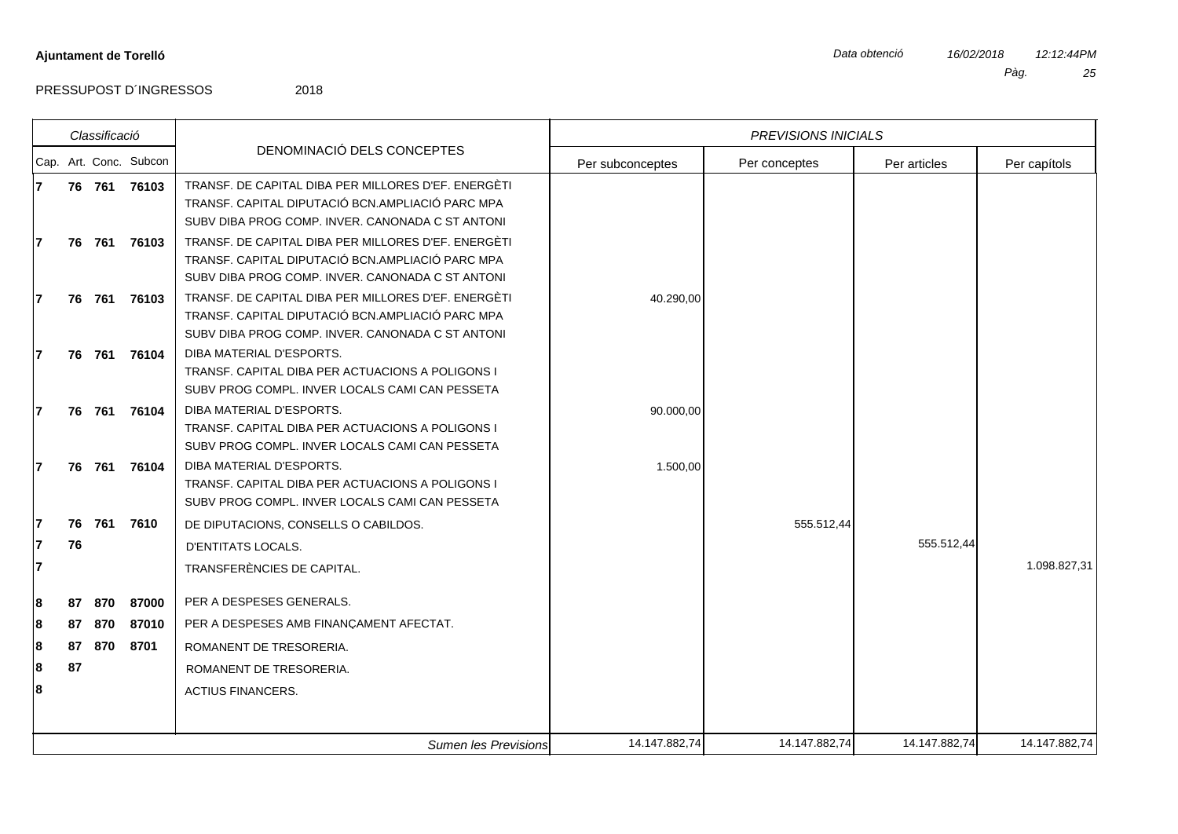**Ajuntament de Torelló**

Data obtenció 16/02/2018 12:12:44PM

PRESSUPOST D´INGRESSOS 2018

| Classificació | | | | DENOMINACIÓ DELS CONCEPTES | PREVISIONS INICIALS | | | |
|---|---|---|---|---|---|---|---|---|
| Cap. | Art. | Conc. | Subcon | | Per subconceptes | Per conceptes | Per articles | Per capítols |
| 7 | 76 | 761 | 76103 | TRANSF. DE CAPITAL DIBA PER MILLORES D'EF. ENERGÈTI<br>TRANSF. CAPITAL DIPUTACIÓ BCN.AMPLIACIÓ PARC MPA<br>SUBV DIBA PROG COMP. INVER. CANONADA C ST ANTONI | | | | |
| 7 | 76 | 761 | 76103 | TRANSF. DE CAPITAL DIBA PER MILLORES D'EF. ENERGÈTI<br>TRANSF. CAPITAL DIPUTACIÓ BCN.AMPLIACIÓ PARC MPA<br>SUBV DIBA PROG COMP. INVER. CANONADA C ST ANTONI | | | | |
| 7 | 76 | 761 | 76103 | TRANSF. DE CAPITAL DIBA PER MILLORES D'EF. ENERGÈTI<br>TRANSF. CAPITAL DIPUTACIÓ BCN.AMPLIACIÓ PARC MPA<br>SUBV DIBA PROG COMP. INVER. CANONADA C ST ANTONI | 40.290,00 | | | |
| 7 | 76 | 761 | 76104 | DIBA MATERIAL D'ESPORTS.<br>TRANSF. CAPITAL DIBA PER ACTUACIONS A POLIGONS I<br>SUBV PROG COMPL. INVER LOCALS CAMI CAN PESSETA | | | | |
| 7 | 76 | 761 | 76104 | DIBA MATERIAL D'ESPORTS.<br>TRANSF. CAPITAL DIBA PER ACTUACIONS A POLIGONS I<br>SUBV PROG COMPL. INVER LOCALS CAMI CAN PESSETA | 90.000,00 | | | |
| 7 | 76 | 761 | 76104 | DIBA MATERIAL D'ESPORTS.<br>TRANSF. CAPITAL DIBA PER ACTUACIONS A POLIGONS I<br>SUBV PROG COMPL. INVER LOCALS CAMI CAN PESSETA | 1.500,00 | | | |
| 7 | 76 | 761 | 7610 | DE DIPUTACIONS, CONSELLS O CABILDOS. | | 555.512,44 | | |
| 7 | 76 | | | D'ENTITATS LOCALS. | | | 555.512,44 | |
| 7 | | | | TRANSFERÈNCIES DE CAPITAL. | | | | 1.098.827,31 |
| 8 | 87 | 870 | 87000 | PER A DESPESES GENERALS. | | | | |
| 8 | 87 | 870 | 87010 | PER A DESPESES AMB FINANÇAMENT AFECTAT. | | | | |
| 8 | 87 | 870 | 8701 | ROMANENT DE TRESORERIA. | | | | |
| 8 | 87 | | | ROMANENT DE TRESORERIA. | | | | |
| 8 | | | | ACTIUS FINANCERS. | | | | |
| | | | | *Sumen les Previsions* | 14.147.882,74 | 14.147.882,74 | 14.147.882,74 | 14.147.882,74 |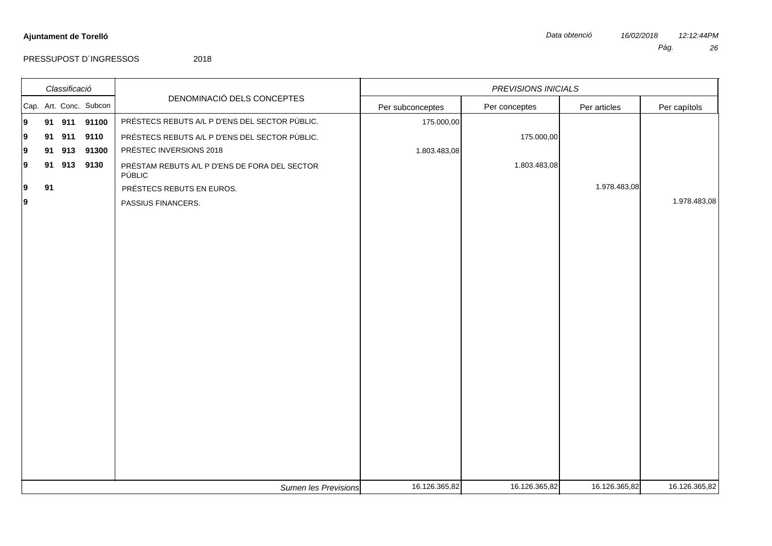**Ajuntament de Torelló**

PRESSUPOST D´INGRESSOS 2018

| Classificació | | | | DENOMINACIÓ DELS CONCEPTES | PREVISIONS INICIALS | | | |
|---|---|---|---|---|---|---|---|---|
| Cap. | Art. | Conc. | Subcon | | Per subconceptes | Per conceptes | Per articles | Per capítols |
| **9** | **91** | **911** | **91100** | PRÉSTECS REBUTS A/L P D'ENS DEL SECTOR PÚBLIC. | 175.000,00 | | | |
| **9** | **91** | **911** | **9110** | PRÉSTECS REBUTS A/L P D'ENS DEL SECTOR PÚBLIC. | | 175.000,00 | | |
| **9** | **91** | **913** | **91300** | PRÉSTEC INVERSIONS 2018 | 1.803.483,08 | | | |
| **9** | **91** | **913** | **9130** | PRÉSTAM REBUTS A/L P D'ENS DE FORA DEL SECTOR PÚBLIC | | 1.803.483,08 | | |
| **9** | **91** | | | PRÉSTECS REBUTS EN EUROS. | | | 1.978.483,08 | |
| **9** | | | | PASSIUS FINANCERS. | | | | 1.978.483,08 |
| | | | | *Sumen les Previsions* | 16.126.365,82 | 16.126.365,82 | 16.126.365,82 | 16.126.365,82 |